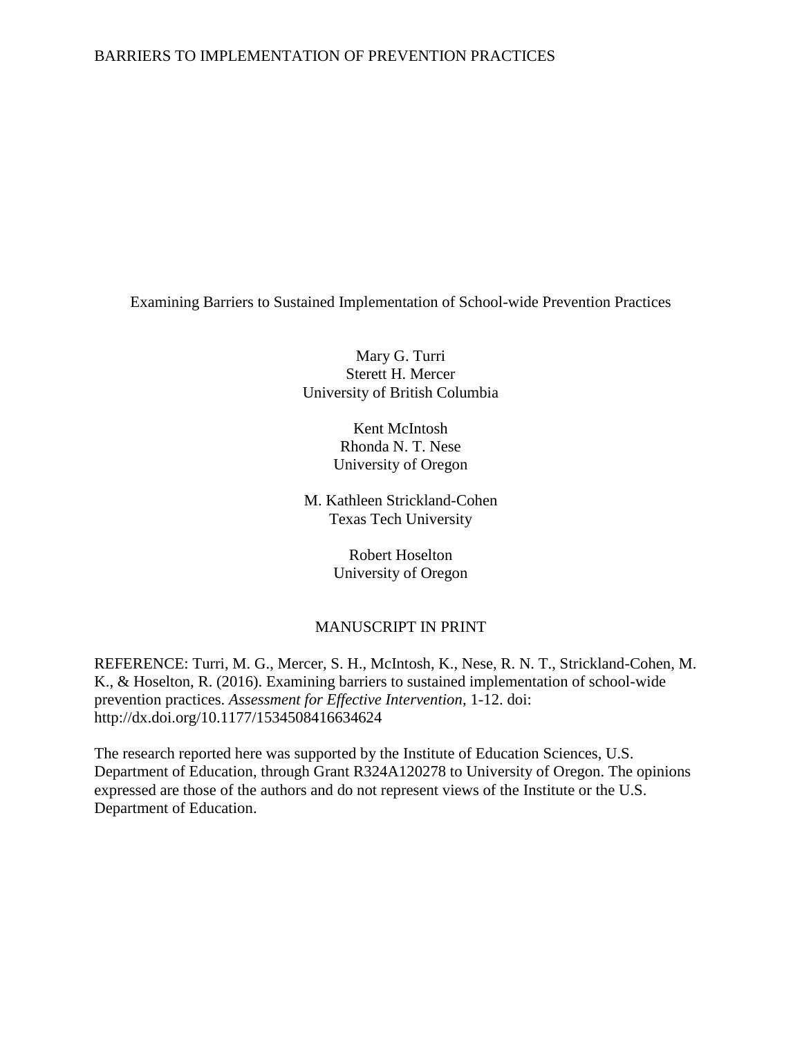# Examining Barriers to Sustained Implementation of School-wide Prevention Practices

Mary G. Turri
Sterett H. Mercer
University of British Columbia

Kent McIntosh
Rhonda N. T. Nese
University of Oregon

M. Kathleen Strickland-Cohen
Texas Tech University

Robert Hoselton
University of Oregon

MANUSCRIPT IN PRINT

REFERENCE: Turri, M. G., Mercer, S. H., McIntosh, K., Nese, R. N. T., Strickland-Cohen, M. K., & Hoselton, R. (2016). Examining barriers to sustained implementation of school-wide prevention practices. *Assessment for Effective Intervention*, 1-12. doi: http://dx.doi.org/10.1177/1534508416634624

The research reported here was supported by the Institute of Education Sciences, U.S. Department of Education, through Grant R324A120278 to University of Oregon. The opinions expressed are those of the authors and do not represent views of the Institute or the U.S. Department of Education.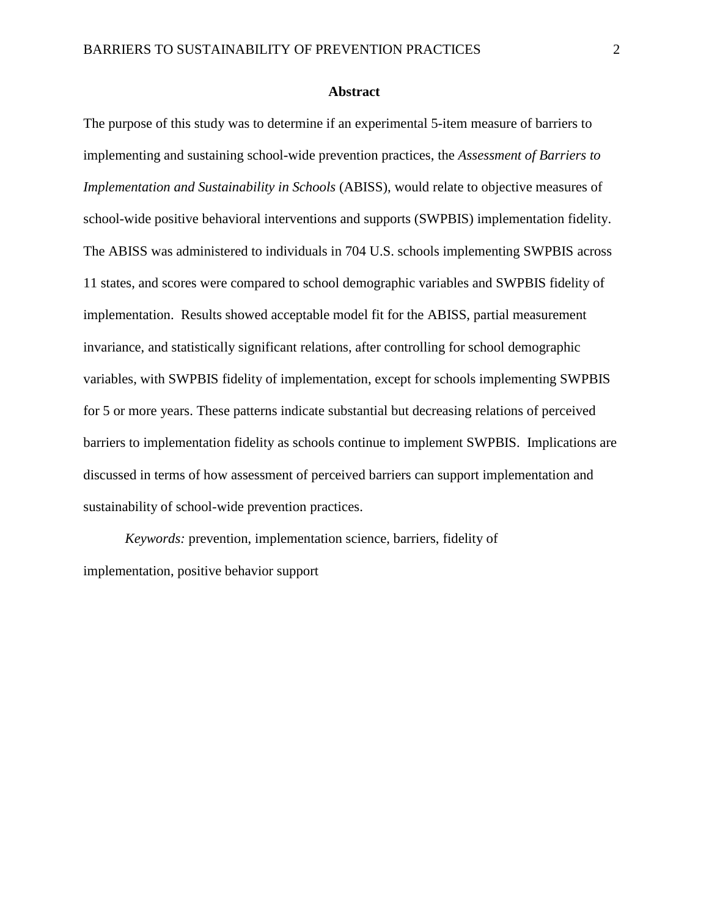## Abstract

The purpose of this study was to determine if an experimental 5-item measure of barriers to implementing and sustaining school-wide prevention practices, the *Assessment of Barriers to Implementation and Sustainability in Schools* (ABISS), would relate to objective measures of school-wide positive behavioral interventions and supports (SWPBIS) implementation fidelity. The ABISS was administered to individuals in 704 U.S. schools implementing SWPBIS across 11 states, and scores were compared to school demographic variables and SWPBIS fidelity of implementation. Results showed acceptable model fit for the ABISS, partial measurement invariance, and statistically significant relations, after controlling for school demographic variables, with SWPBIS fidelity of implementation, except for schools implementing SWPBIS for 5 or more years. These patterns indicate substantial but decreasing relations of perceived barriers to implementation fidelity as schools continue to implement SWPBIS. Implications are discussed in terms of how assessment of perceived barriers can support implementation and sustainability of school-wide prevention practices.

*Keywords:* prevention, implementation science, barriers, fidelity of implementation, positive behavior support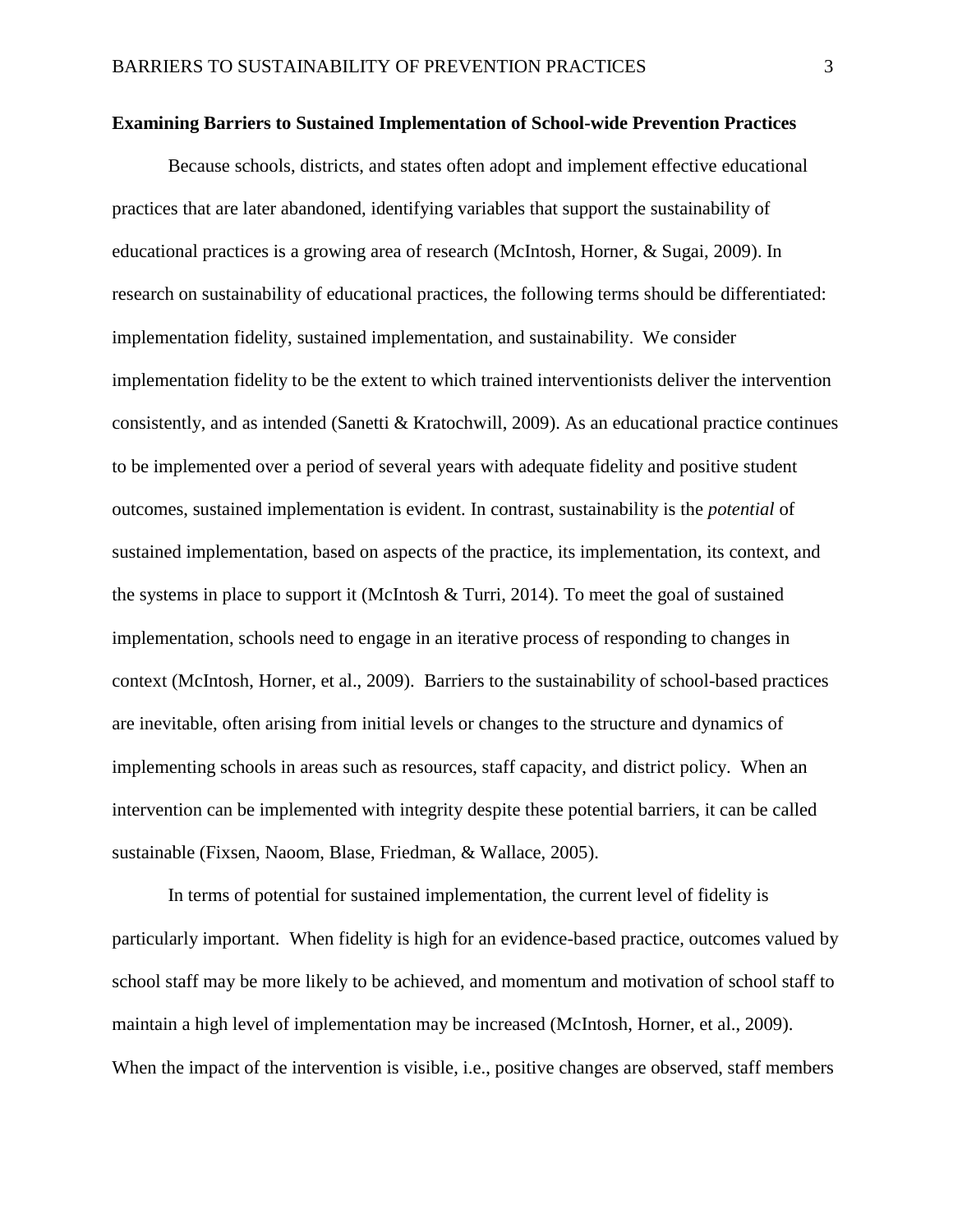**Examining Barriers to Sustained Implementation of School-wide Prevention Practices**

Because schools, districts, and states often adopt and implement effective educational practices that are later abandoned, identifying variables that support the sustainability of educational practices is a growing area of research (McIntosh, Horner, & Sugai, 2009). In research on sustainability of educational practices, the following terms should be differentiated: implementation fidelity, sustained implementation, and sustainability. We consider implementation fidelity to be the extent to which trained interventionists deliver the intervention consistently, and as intended (Sanetti & Kratochwill, 2009). As an educational practice continues to be implemented over a period of several years with adequate fidelity and positive student outcomes, sustained implementation is evident. In contrast, sustainability is the *potential* of sustained implementation, based on aspects of the practice, its implementation, its context, and the systems in place to support it (McIntosh & Turri, 2014). To meet the goal of sustained implementation, schools need to engage in an iterative process of responding to changes in context (McIntosh, Horner, et al., 2009). Barriers to the sustainability of school-based practices are inevitable, often arising from initial levels or changes to the structure and dynamics of implementing schools in areas such as resources, staff capacity, and district policy. When an intervention can be implemented with integrity despite these potential barriers, it can be called sustainable (Fixsen, Naoom, Blase, Friedman, & Wallace, 2005).

In terms of potential for sustained implementation, the current level of fidelity is particularly important. When fidelity is high for an evidence-based practice, outcomes valued by school staff may be more likely to be achieved, and momentum and motivation of school staff to maintain a high level of implementation may be increased (McIntosh, Horner, et al., 2009). When the impact of the intervention is visible, i.e., positive changes are observed, staff members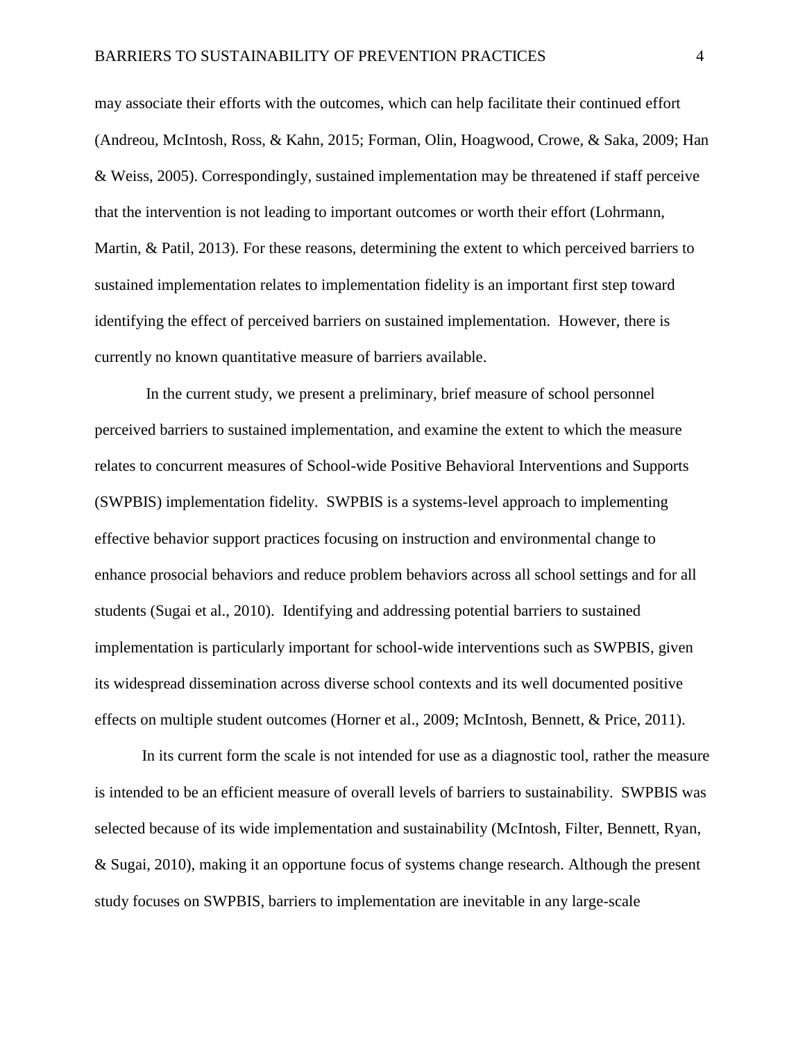may associate their efforts with the outcomes, which can help facilitate their continued effort (Andreou, McIntosh, Ross, & Kahn, 2015; Forman, Olin, Hoagwood, Crowe, & Saka, 2009; Han & Weiss, 2005). Correspondingly, sustained implementation may be threatened if staff perceive that the intervention is not leading to important outcomes or worth their effort (Lohrmann, Martin, & Patil, 2013). For these reasons, determining the extent to which perceived barriers to sustained implementation relates to implementation fidelity is an important first step toward identifying the effect of perceived barriers on sustained implementation. However, there is currently no known quantitative measure of barriers available.

In the current study, we present a preliminary, brief measure of school personnel perceived barriers to sustained implementation, and examine the extent to which the measure relates to concurrent measures of School-wide Positive Behavioral Interventions and Supports (SWPBIS) implementation fidelity. SWPBIS is a systems-level approach to implementing effective behavior support practices focusing on instruction and environmental change to enhance prosocial behaviors and reduce problem behaviors across all school settings and for all students (Sugai et al., 2010). Identifying and addressing potential barriers to sustained implementation is particularly important for school-wide interventions such as SWPBIS, given its widespread dissemination across diverse school contexts and its well documented positive effects on multiple student outcomes (Horner et al., 2009; McIntosh, Bennett, & Price, 2011).

In its current form the scale is not intended for use as a diagnostic tool, rather the measure is intended to be an efficient measure of overall levels of barriers to sustainability. SWPBIS was selected because of its wide implementation and sustainability (McIntosh, Filter, Bennett, Ryan, & Sugai, 2010), making it an opportune focus of systems change research. Although the present study focuses on SWPBIS, barriers to implementation are inevitable in any large-scale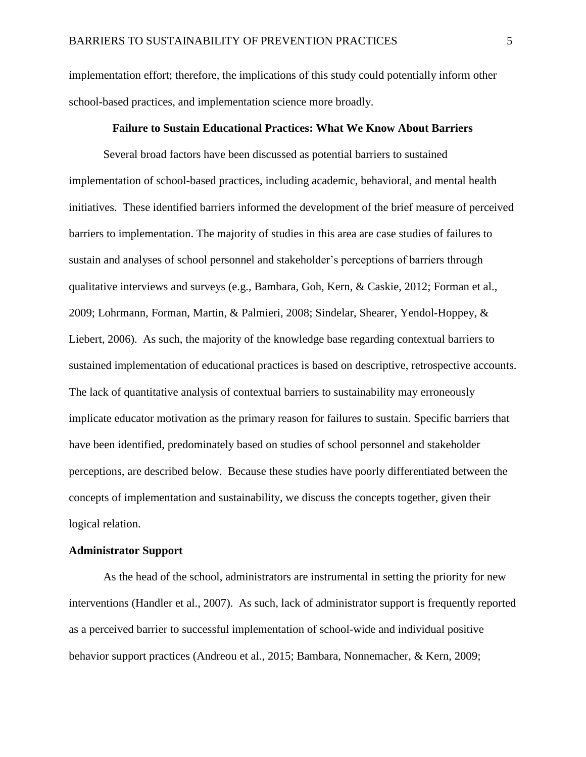implementation effort; therefore, the implications of this study could potentially inform other school-based practices, and implementation science more broadly.

## Failure to Sustain Educational Practices: What We Know About Barriers

Several broad factors have been discussed as potential barriers to sustained implementation of school-based practices, including academic, behavioral, and mental health initiatives. These identified barriers informed the development of the brief measure of perceived barriers to implementation. The majority of studies in this area are case studies of failures to sustain and analyses of school personnel and stakeholder's perceptions of barriers through qualitative interviews and surveys (e.g., Bambara, Goh, Kern, & Caskie, 2012; Forman et al., 2009; Lohrmann, Forman, Martin, & Palmieri, 2008; Sindelar, Shearer, Yendol-Hoppey, & Liebert, 2006). As such, the majority of the knowledge base regarding contextual barriers to sustained implementation of educational practices is based on descriptive, retrospective accounts. The lack of quantitative analysis of contextual barriers to sustainability may erroneously implicate educator motivation as the primary reason for failures to sustain. Specific barriers that have been identified, predominately based on studies of school personnel and stakeholder perceptions, are described below. Because these studies have poorly differentiated between the concepts of implementation and sustainability, we discuss the concepts together, given their logical relation.

### Administrator Support

As the head of the school, administrators are instrumental in setting the priority for new interventions (Handler et al., 2007). As such, lack of administrator support is frequently reported as a perceived barrier to successful implementation of school-wide and individual positive behavior support practices (Andreou et al., 2015; Bambara, Nonnemacher, & Kern, 2009;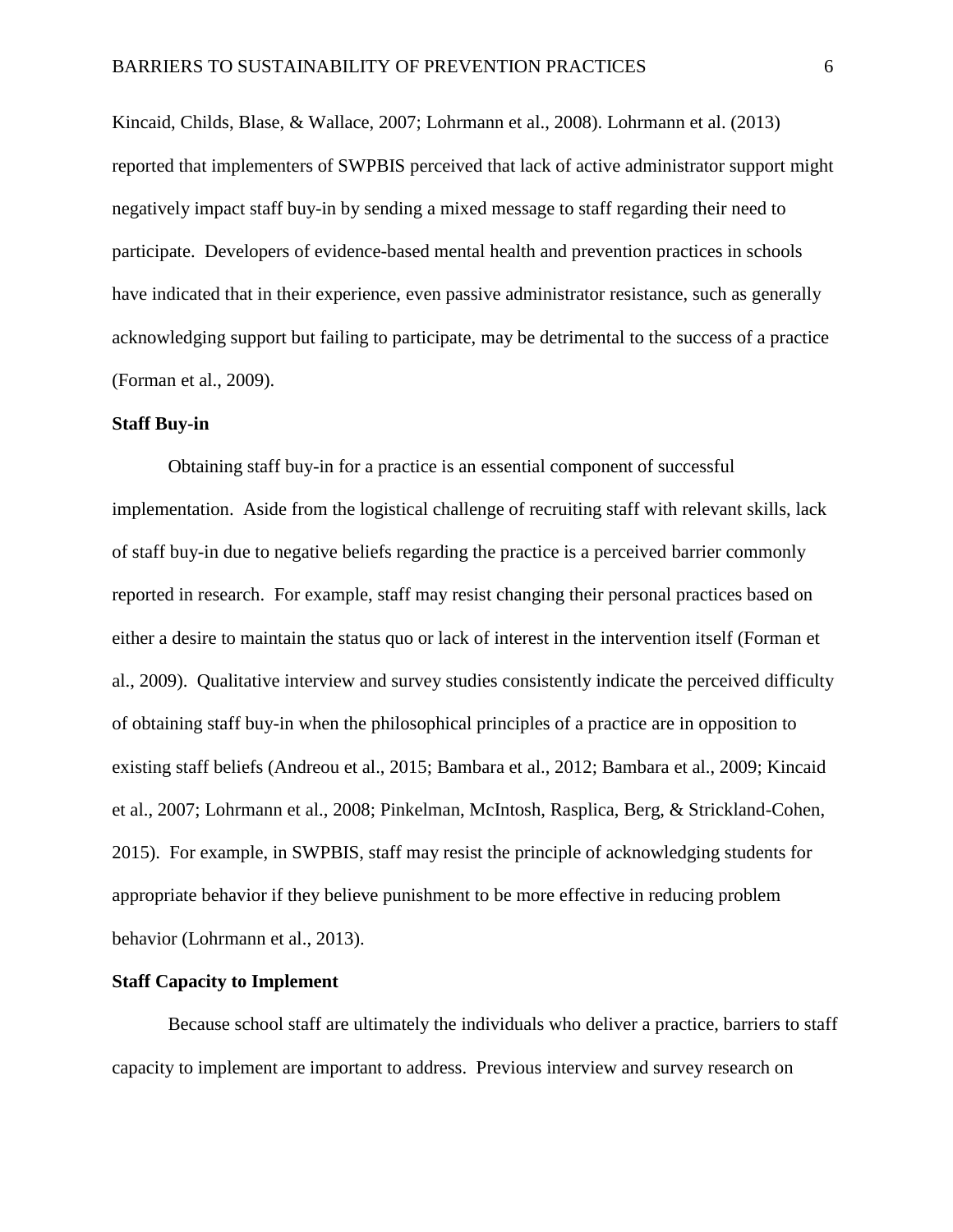Kincaid, Childs, Blase, & Wallace, 2007; Lohrmann et al., 2008). Lohrmann et al. (2013) reported that implementers of SWPBIS perceived that lack of active administrator support might negatively impact staff buy-in by sending a mixed message to staff regarding their need to participate. Developers of evidence-based mental health and prevention practices in schools have indicated that in their experience, even passive administrator resistance, such as generally acknowledging support but failing to participate, may be detrimental to the success of a practice (Forman et al., 2009).

**Staff Buy-in**

Obtaining staff buy-in for a practice is an essential component of successful implementation. Aside from the logistical challenge of recruiting staff with relevant skills, lack of staff buy-in due to negative beliefs regarding the practice is a perceived barrier commonly reported in research. For example, staff may resist changing their personal practices based on either a desire to maintain the status quo or lack of interest in the intervention itself (Forman et al., 2009). Qualitative interview and survey studies consistently indicate the perceived difficulty of obtaining staff buy-in when the philosophical principles of a practice are in opposition to existing staff beliefs (Andreou et al., 2015; Bambara et al., 2012; Bambara et al., 2009; Kincaid et al., 2007; Lohrmann et al., 2008; Pinkelman, McIntosh, Rasplica, Berg, & Strickland-Cohen, 2015). For example, in SWPBIS, staff may resist the principle of acknowledging students for appropriate behavior if they believe punishment to be more effective in reducing problem behavior (Lohrmann et al., 2013).

**Staff Capacity to Implement**

Because school staff are ultimately the individuals who deliver a practice, barriers to staff capacity to implement are important to address. Previous interview and survey research on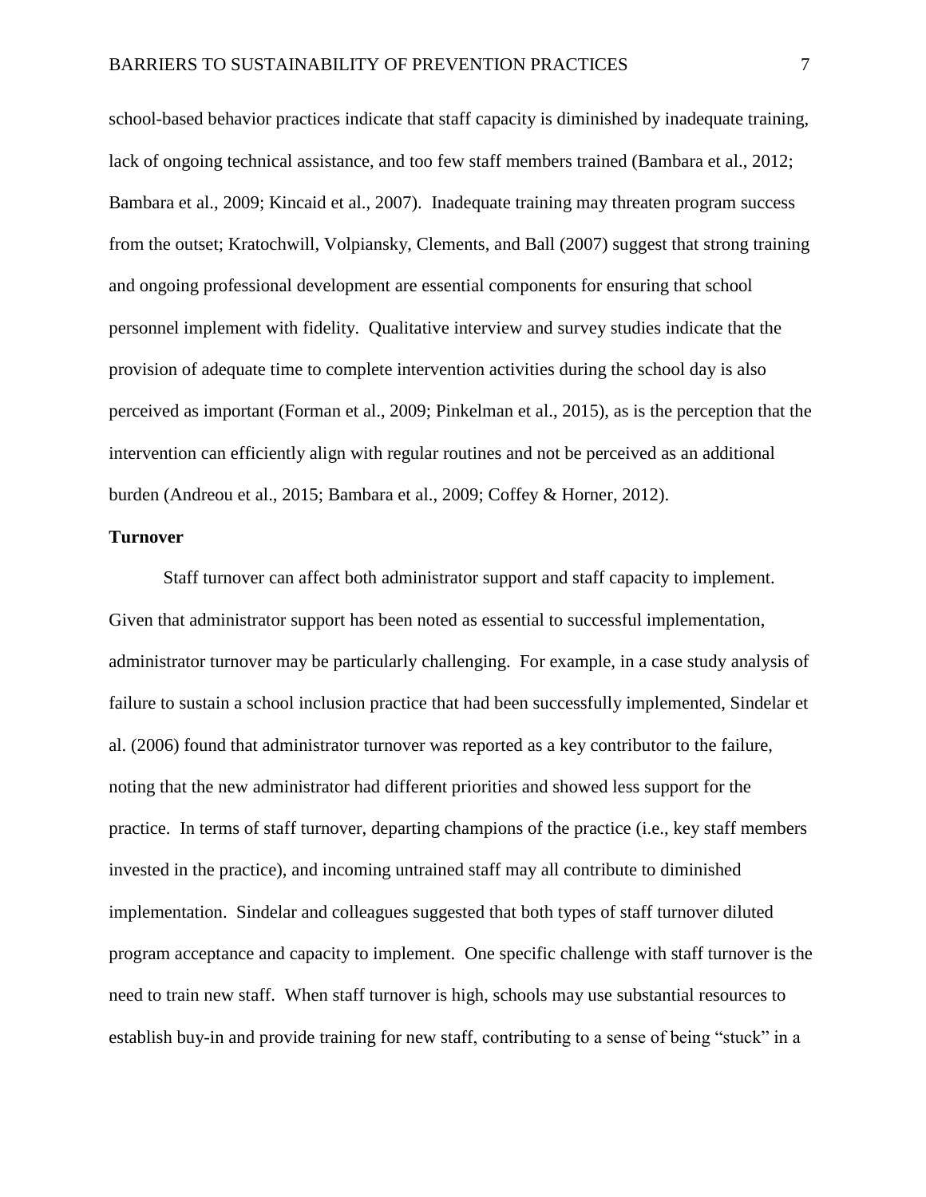school-based behavior practices indicate that staff capacity is diminished by inadequate training, lack of ongoing technical assistance, and too few staff members trained (Bambara et al., 2012; Bambara et al., 2009; Kincaid et al., 2007). Inadequate training may threaten program success from the outset; Kratochwill, Volpiansky, Clements, and Ball (2007) suggest that strong training and ongoing professional development are essential components for ensuring that school personnel implement with fidelity. Qualitative interview and survey studies indicate that the provision of adequate time to complete intervention activities during the school day is also perceived as important (Forman et al., 2009; Pinkelman et al., 2015), as is the perception that the intervention can efficiently align with regular routines and not be perceived as an additional burden (Andreou et al., 2015; Bambara et al., 2009; Coffey & Horner, 2012).

**Turnover**

Staff turnover can affect both administrator support and staff capacity to implement. Given that administrator support has been noted as essential to successful implementation, administrator turnover may be particularly challenging. For example, in a case study analysis of failure to sustain a school inclusion practice that had been successfully implemented, Sindelar et al. (2006) found that administrator turnover was reported as a key contributor to the failure, noting that the new administrator had different priorities and showed less support for the practice. In terms of staff turnover, departing champions of the practice (i.e., key staff members invested in the practice), and incoming untrained staff may all contribute to diminished implementation. Sindelar and colleagues suggested that both types of staff turnover diluted program acceptance and capacity to implement. One specific challenge with staff turnover is the need to train new staff. When staff turnover is high, schools may use substantial resources to establish buy-in and provide training for new staff, contributing to a sense of being "stuck" in a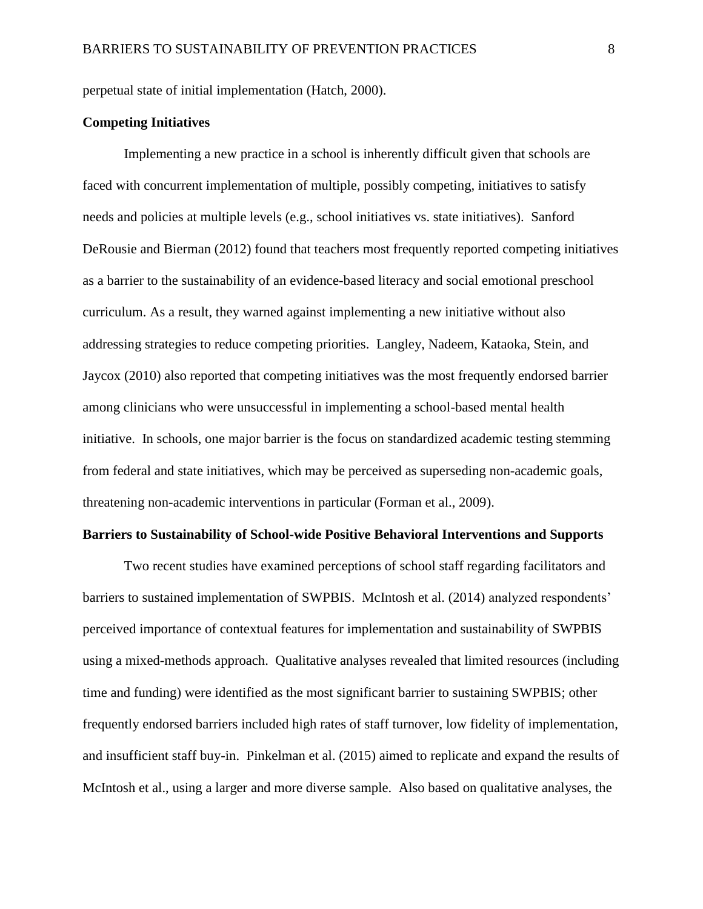perpetual state of initial implementation (Hatch, 2000).

**Competing Initiatives**

Implementing a new practice in a school is inherently difficult given that schools are faced with concurrent implementation of multiple, possibly competing, initiatives to satisfy needs and policies at multiple levels (e.g., school initiatives vs. state initiatives). Sanford DeRousie and Bierman (2012) found that teachers most frequently reported competing initiatives as a barrier to the sustainability of an evidence-based literacy and social emotional preschool curriculum. As a result, they warned against implementing a new initiative without also addressing strategies to reduce competing priorities. Langley, Nadeem, Kataoka, Stein, and Jaycox (2010) also reported that competing initiatives was the most frequently endorsed barrier among clinicians who were unsuccessful in implementing a school-based mental health initiative. In schools, one major barrier is the focus on standardized academic testing stemming from federal and state initiatives, which may be perceived as superseding non-academic goals, threatening non-academic interventions in particular (Forman et al., 2009).

**Barriers to Sustainability of School-wide Positive Behavioral Interventions and Supports**

Two recent studies have examined perceptions of school staff regarding facilitators and barriers to sustained implementation of SWPBIS. McIntosh et al. (2014) analyzed respondents' perceived importance of contextual features for implementation and sustainability of SWPBIS using a mixed-methods approach. Qualitative analyses revealed that limited resources (including time and funding) were identified as the most significant barrier to sustaining SWPBIS; other frequently endorsed barriers included high rates of staff turnover, low fidelity of implementation, and insufficient staff buy-in. Pinkelman et al. (2015) aimed to replicate and expand the results of McIntosh et al., using a larger and more diverse sample. Also based on qualitative analyses, the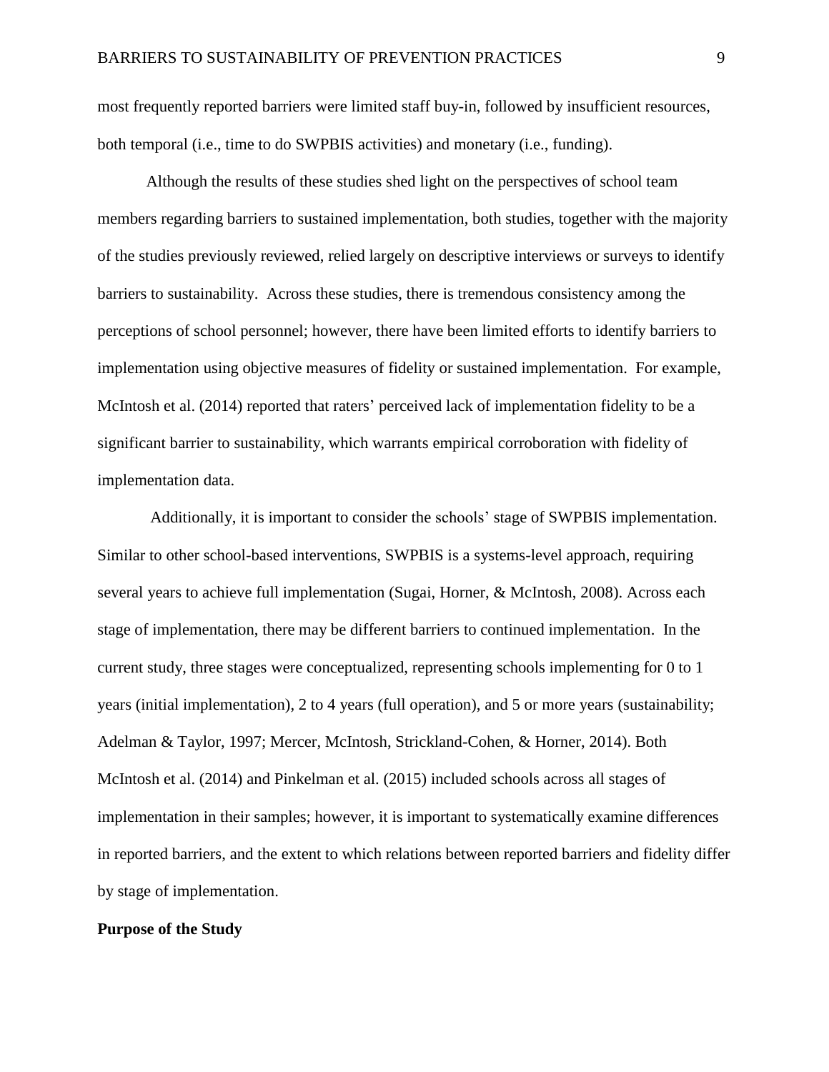most frequently reported barriers were limited staff buy-in, followed by insufficient resources, both temporal (i.e., time to do SWPBIS activities) and monetary (i.e., funding).

Although the results of these studies shed light on the perspectives of school team members regarding barriers to sustained implementation, both studies, together with the majority of the studies previously reviewed, relied largely on descriptive interviews or surveys to identify barriers to sustainability. Across these studies, there is tremendous consistency among the perceptions of school personnel; however, there have been limited efforts to identify barriers to implementation using objective measures of fidelity or sustained implementation. For example, McIntosh et al. (2014) reported that raters' perceived lack of implementation fidelity to be a significant barrier to sustainability, which warrants empirical corroboration with fidelity of implementation data.

Additionally, it is important to consider the schools' stage of SWPBIS implementation. Similar to other school-based interventions, SWPBIS is a systems-level approach, requiring several years to achieve full implementation (Sugai, Horner, & McIntosh, 2008). Across each stage of implementation, there may be different barriers to continued implementation. In the current study, three stages were conceptualized, representing schools implementing for 0 to 1 years (initial implementation), 2 to 4 years (full operation), and 5 or more years (sustainability; Adelman & Taylor, 1997; Mercer, McIntosh, Strickland-Cohen, & Horner, 2014). Both McIntosh et al. (2014) and Pinkelman et al. (2015) included schools across all stages of implementation in their samples; however, it is important to systematically examine differences in reported barriers, and the extent to which relations between reported barriers and fidelity differ by stage of implementation.

**Purpose of the Study**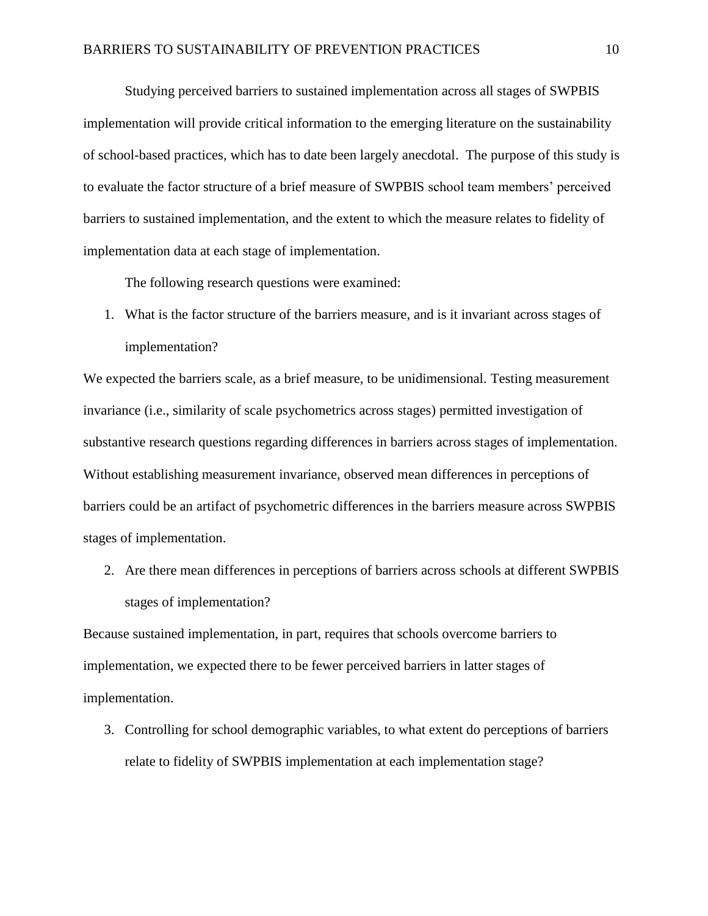Studying perceived barriers to sustained implementation across all stages of SWPBIS implementation will provide critical information to the emerging literature on the sustainability of school-based practices, which has to date been largely anecdotal. The purpose of this study is to evaluate the factor structure of a brief measure of SWPBIS school team members' perceived barriers to sustained implementation, and the extent to which the measure relates to fidelity of implementation data at each stage of implementation.

The following research questions were examined:

1. What is the factor structure of the barriers measure, and is it invariant across stages of implementation?

We expected the barriers scale, as a brief measure, to be unidimensional. Testing measurement invariance (i.e., similarity of scale psychometrics across stages) permitted investigation of substantive research questions regarding differences in barriers across stages of implementation. Without establishing measurement invariance, observed mean differences in perceptions of barriers could be an artifact of psychometric differences in the barriers measure across SWPBIS stages of implementation.

2. Are there mean differences in perceptions of barriers across schools at different SWPBIS stages of implementation?

Because sustained implementation, in part, requires that schools overcome barriers to implementation, we expected there to be fewer perceived barriers in latter stages of implementation.

3. Controlling for school demographic variables, to what extent do perceptions of barriers relate to fidelity of SWPBIS implementation at each implementation stage?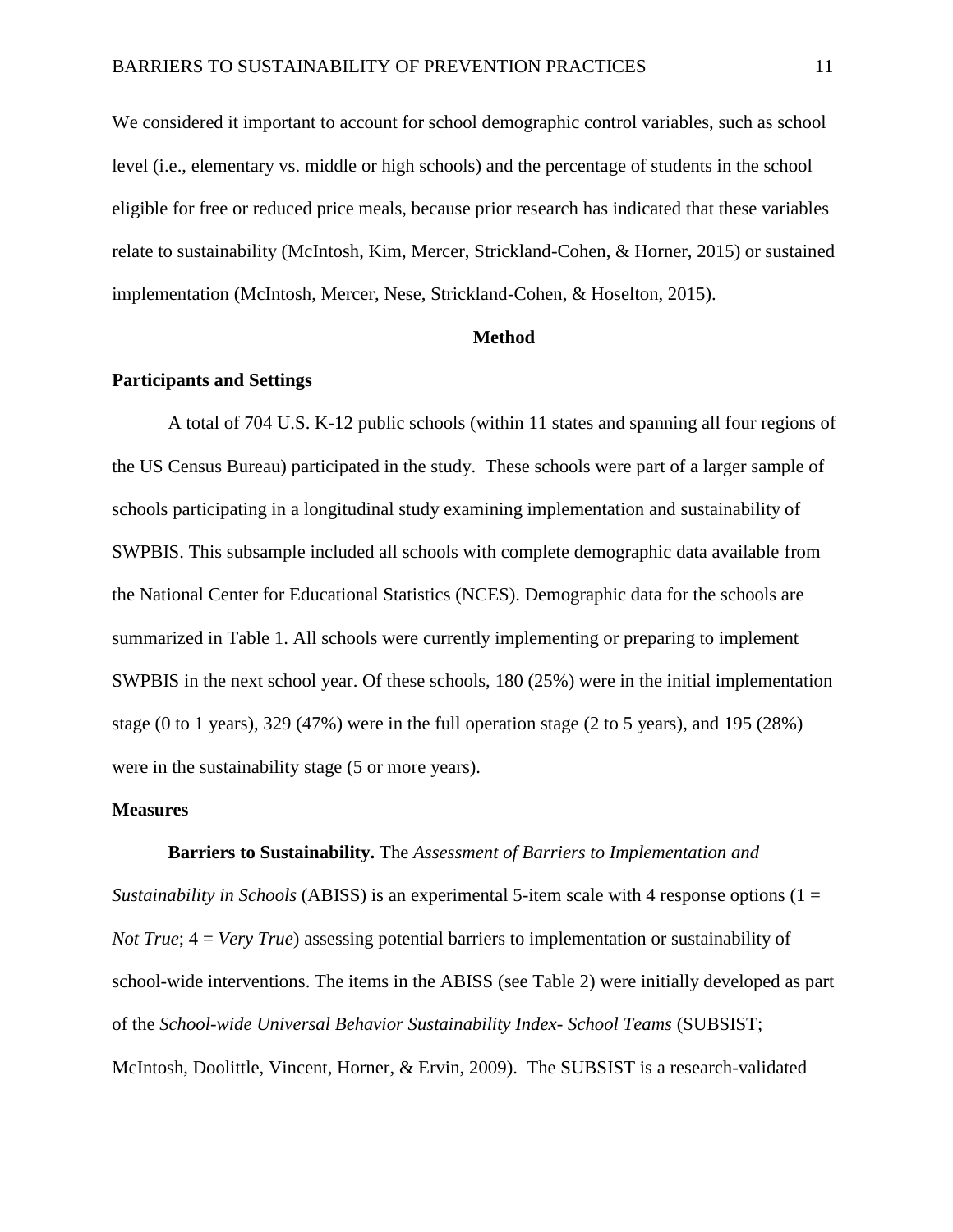We considered it important to account for school demographic control variables, such as school level (i.e., elementary vs. middle or high schools) and the percentage of students in the school eligible for free or reduced price meals, because prior research has indicated that these variables relate to sustainability (McIntosh, Kim, Mercer, Strickland-Cohen, & Horner, 2015) or sustained implementation (McIntosh, Mercer, Nese, Strickland-Cohen, & Hoselton, 2015).

# Method

## Participants and Settings

A total of 704 U.S. K-12 public schools (within 11 states and spanning all four regions of the US Census Bureau) participated in the study. These schools were part of a larger sample of schools participating in a longitudinal study examining implementation and sustainability of SWPBIS. This subsample included all schools with complete demographic data available from the National Center for Educational Statistics (NCES). Demographic data for the schools are summarized in Table 1. All schools were currently implementing or preparing to implement SWPBIS in the next school year. Of these schools, 180 (25%) were in the initial implementation stage (0 to 1 years), 329 (47%) were in the full operation stage (2 to 5 years), and 195 (28%) were in the sustainability stage (5 or more years).

## Measures

**Barriers to Sustainability.** The *Assessment of Barriers to Implementation and Sustainability in Schools* (ABISS) is an experimental 5-item scale with 4 response options (1 = *Not True*; 4 = *Very True*) assessing potential barriers to implementation or sustainability of school-wide interventions. The items in the ABISS (see Table 2) were initially developed as part of the *School-wide Universal Behavior Sustainability Index- School Teams* (SUBSIST; McIntosh, Doolittle, Vincent, Horner, & Ervin, 2009). The SUBSIST is a research-validated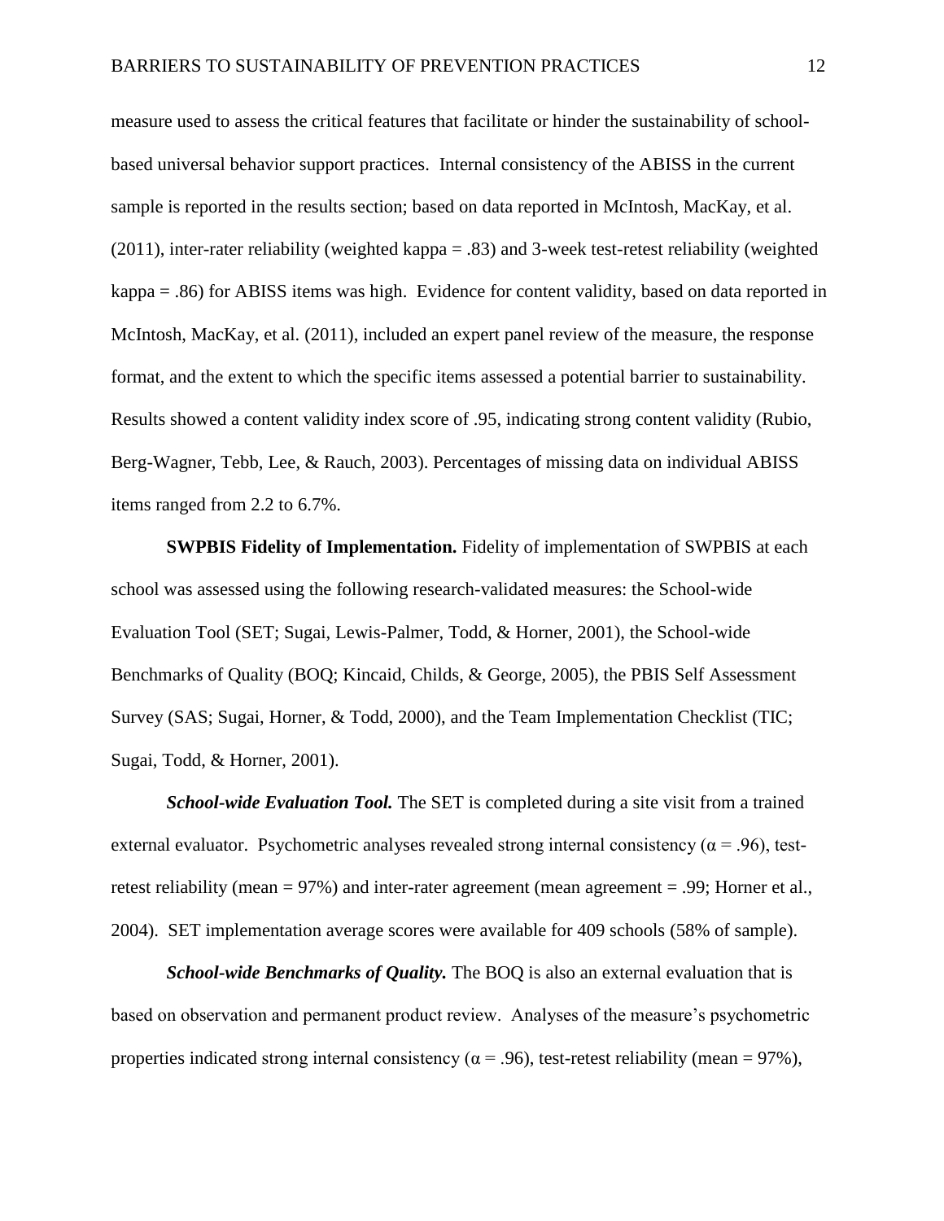measure used to assess the critical features that facilitate or hinder the sustainability of school-based universal behavior support practices. Internal consistency of the ABISS in the current sample is reported in the results section; based on data reported in McIntosh, MacKay, et al. (2011), inter-rater reliability (weighted kappa = .83) and 3-week test-retest reliability (weighted kappa = .86) for ABISS items was high. Evidence for content validity, based on data reported in McIntosh, MacKay, et al. (2011), included an expert panel review of the measure, the response format, and the extent to which the specific items assessed a potential barrier to sustainability. Results showed a content validity index score of .95, indicating strong content validity (Rubio, Berg-Wagner, Tebb, Lee, & Rauch, 2003). Percentages of missing data on individual ABISS items ranged from 2.2 to 6.7%.

**SWPBIS Fidelity of Implementation.** Fidelity of implementation of SWPBIS at each school was assessed using the following research-validated measures: the School-wide Evaluation Tool (SET; Sugai, Lewis-Palmer, Todd, & Horner, 2001), the School-wide Benchmarks of Quality (BOQ; Kincaid, Childs, & George, 2005), the PBIS Self Assessment Survey (SAS; Sugai, Horner, & Todd, 2000), and the Team Implementation Checklist (TIC; Sugai, Todd, & Horner, 2001).

***School-wide Evaluation Tool.*** The SET is completed during a site visit from a trained external evaluator. Psychometric analyses revealed strong internal consistency ($\alpha = .96$), test-retest reliability (mean = 97%) and inter-rater agreement (mean agreement = .99; Horner et al., 2004). SET implementation average scores were available for 409 schools (58% of sample).

***School-wide Benchmarks of Quality.*** The BOQ is also an external evaluation that is based on observation and permanent product review. Analyses of the measure's psychometric properties indicated strong internal consistency ($\alpha = .96$), test-retest reliability (mean = 97%),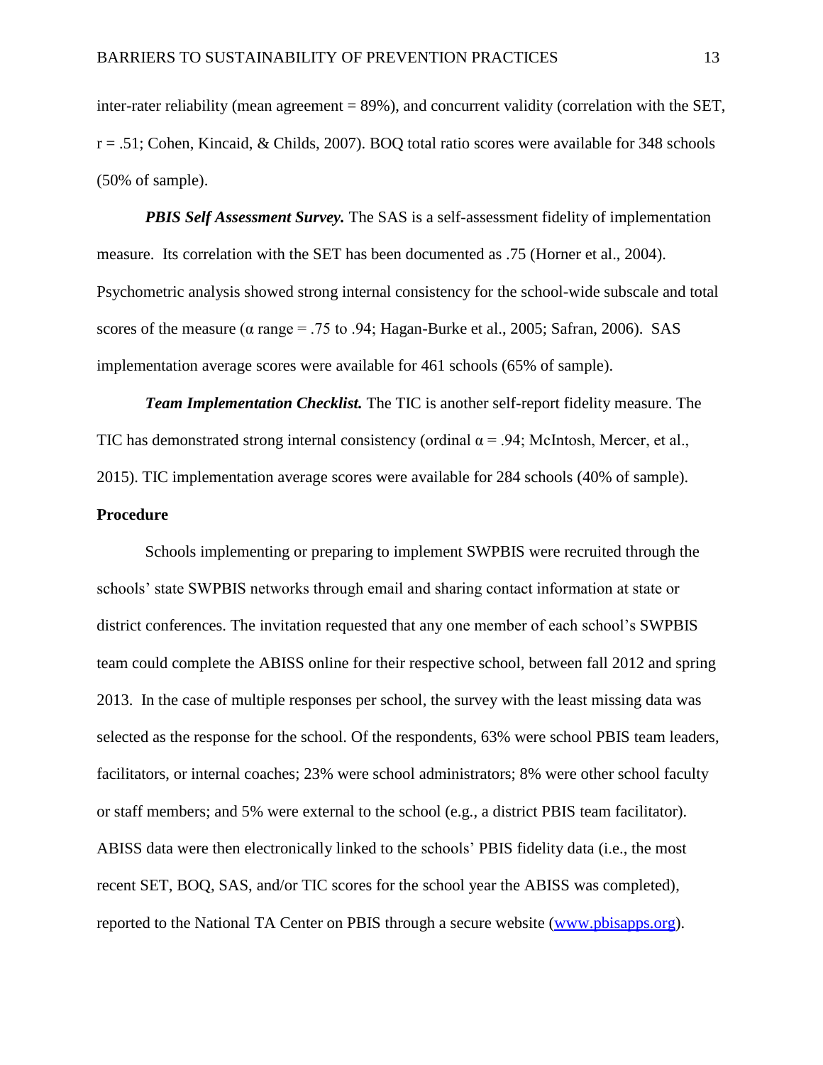inter-rater reliability (mean agreement = 89%), and concurrent validity (correlation with the SET, r = .51; Cohen, Kincaid, & Childs, 2007). BOQ total ratio scores were available for 348 schools (50% of sample).

***PBIS Self Assessment Survey.*** The SAS is a self-assessment fidelity of implementation measure. Its correlation with the SET has been documented as .75 (Horner et al., 2004). Psychometric analysis showed strong internal consistency for the school-wide subscale and total scores of the measure ($\alpha$ range = .75 to .94; Hagan-Burke et al., 2005; Safran, 2006). SAS implementation average scores were available for 461 schools (65% of sample).

***Team Implementation Checklist.*** The TIC is another self-report fidelity measure. The TIC has demonstrated strong internal consistency (ordinal $\alpha$ = .94; McIntosh, Mercer, et al., 2015). TIC implementation average scores were available for 284 schools (40% of sample).

**Procedure**

Schools implementing or preparing to implement SWPBIS were recruited through the schools' state SWPBIS networks through email and sharing contact information at state or district conferences. The invitation requested that any one member of each school's SWPBIS team could complete the ABISS online for their respective school, between fall 2012 and spring 2013. In the case of multiple responses per school, the survey with the least missing data was selected as the response for the school. Of the respondents, 63% were school PBIS team leaders, facilitators, or internal coaches; 23% were school administrators; 8% were other school faculty or staff members; and 5% were external to the school (e.g., a district PBIS team facilitator). ABISS data were then electronically linked to the schools' PBIS fidelity data (i.e., the most recent SET, BOQ, SAS, and/or TIC scores for the school year the ABISS was completed), reported to the National TA Center on PBIS through a secure website (www.pbisapps.org).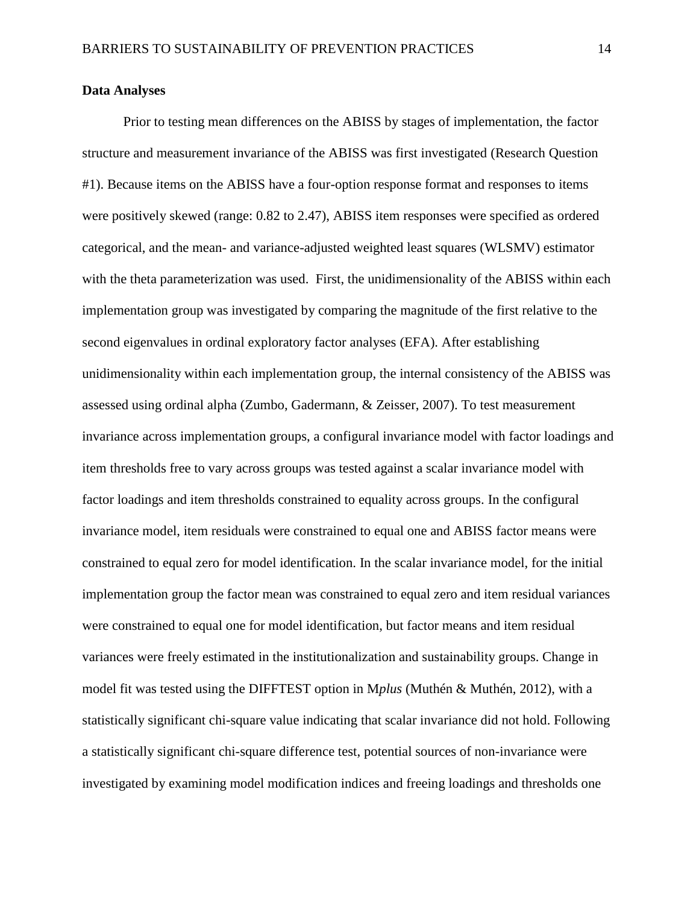**Data Analyses**

Prior to testing mean differences on the ABISS by stages of implementation, the factor structure and measurement invariance of the ABISS was first investigated (Research Question #1). Because items on the ABISS have a four-option response format and responses to items were positively skewed (range: 0.82 to 2.47), ABISS item responses were specified as ordered categorical, and the mean- and variance-adjusted weighted least squares (WLSMV) estimator with the theta parameterization was used. First, the unidimensionality of the ABISS within each implementation group was investigated by comparing the magnitude of the first relative to the second eigenvalues in ordinal exploratory factor analyses (EFA). After establishing unidimensionality within each implementation group, the internal consistency of the ABISS was assessed using ordinal alpha (Zumbo, Gadermann, & Zeisser, 2007). To test measurement invariance across implementation groups, a configural invariance model with factor loadings and item thresholds free to vary across groups was tested against a scalar invariance model with factor loadings and item thresholds constrained to equality across groups. In the configural invariance model, item residuals were constrained to equal one and ABISS factor means were constrained to equal zero for model identification. In the scalar invariance model, for the initial implementation group the factor mean was constrained to equal zero and item residual variances were constrained to equal one for model identification, but factor means and item residual variances were freely estimated in the institutionalization and sustainability groups. Change in model fit was tested using the DIFFTEST option in M*plus* (Muthén & Muthén, 2012), with a statistically significant chi-square value indicating that scalar invariance did not hold. Following a statistically significant chi-square difference test, potential sources of non-invariance were investigated by examining model modification indices and freeing loadings and thresholds one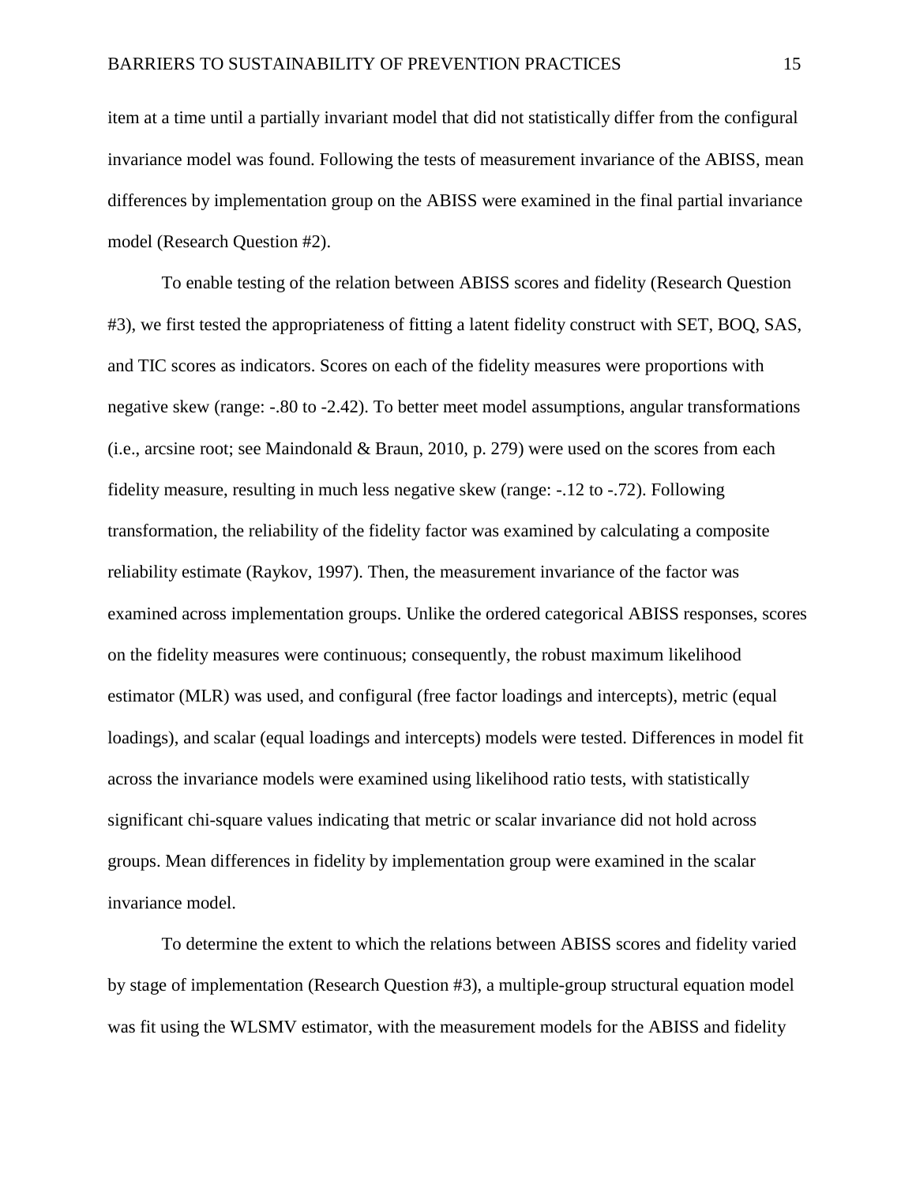item at a time until a partially invariant model that did not statistically differ from the configural invariance model was found. Following the tests of measurement invariance of the ABISS, mean differences by implementation group on the ABISS were examined in the final partial invariance model (Research Question #2).

To enable testing of the relation between ABISS scores and fidelity (Research Question #3), we first tested the appropriateness of fitting a latent fidelity construct with SET, BOQ, SAS, and TIC scores as indicators. Scores on each of the fidelity measures were proportions with negative skew (range: -.80 to -2.42). To better meet model assumptions, angular transformations (i.e., arcsine root; see Maindonald & Braun, 2010, p. 279) were used on the scores from each fidelity measure, resulting in much less negative skew (range: -.12 to -.72). Following transformation, the reliability of the fidelity factor was examined by calculating a composite reliability estimate (Raykov, 1997). Then, the measurement invariance of the factor was examined across implementation groups. Unlike the ordered categorical ABISS responses, scores on the fidelity measures were continuous; consequently, the robust maximum likelihood estimator (MLR) was used, and configural (free factor loadings and intercepts), metric (equal loadings), and scalar (equal loadings and intercepts) models were tested. Differences in model fit across the invariance models were examined using likelihood ratio tests, with statistically significant chi-square values indicating that metric or scalar invariance did not hold across groups. Mean differences in fidelity by implementation group were examined in the scalar invariance model.

To determine the extent to which the relations between ABISS scores and fidelity varied by stage of implementation (Research Question #3), a multiple-group structural equation model was fit using the WLSMV estimator, with the measurement models for the ABISS and fidelity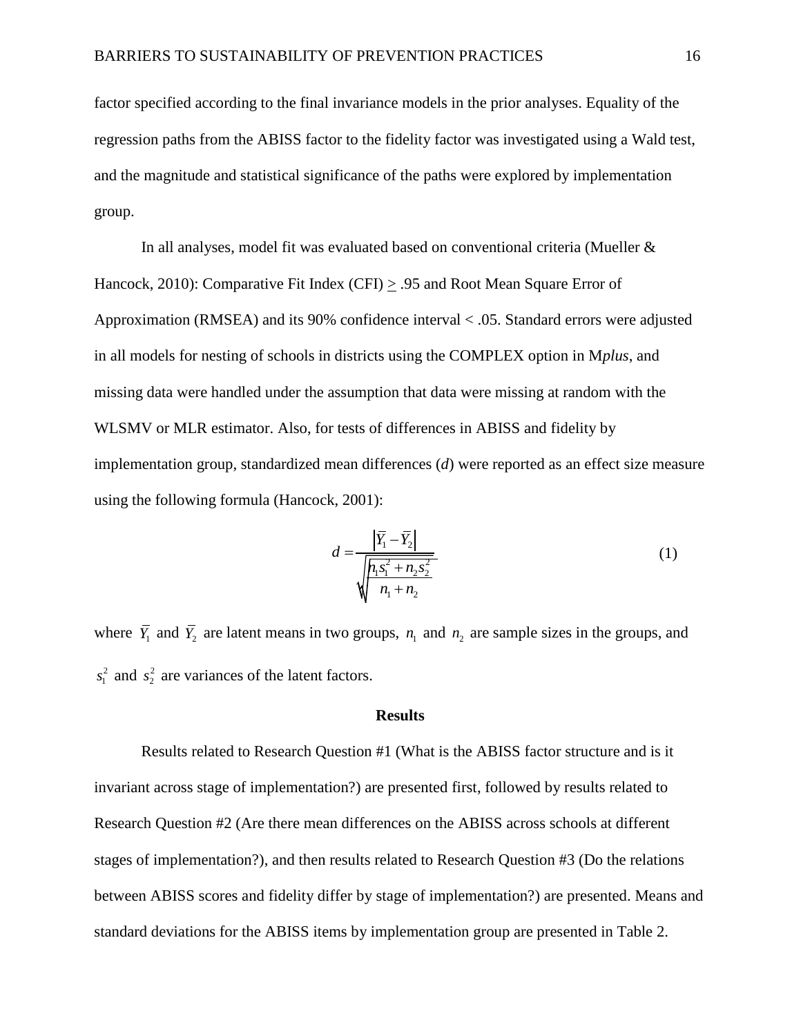factor specified according to the final invariance models in the prior analyses. Equality of the regression paths from the ABISS factor to the fidelity factor was investigated using a Wald test, and the magnitude and statistical significance of the paths were explored by implementation group.

In all analyses, model fit was evaluated based on conventional criteria (Mueller & Hancock, 2010): Comparative Fit Index (CFI) $\geq$ .95 and Root Mean Square Error of Approximation (RMSEA) and its 90% confidence interval < .05. Standard errors were adjusted in all models for nesting of schools in districts using the COMPLEX option in M*plus*, and missing data were handled under the assumption that data were missing at random with the WLSMV or MLR estimator. Also, for tests of differences in ABISS and fidelity by implementation group, standardized mean differences (*d*) were reported as an effect size measure using the following formula (Hancock, 2001):

$$d = \frac{\left|\overline{Y}_1 - \overline{Y}_2\right|}{\sqrt{\dfrac{n_1 s_1^2 + n_2 s_2^2}{n_1 + n_2}}} \tag{1}$$

where $\overline{Y}_1$ and $\overline{Y}_2$ are latent means in two groups, $n_1$ and $n_2$ are sample sizes in the groups, and $s_1^2$ and $s_2^2$ are variances of the latent factors.

## Results

Results related to Research Question #1 (What is the ABISS factor structure and is it invariant across stage of implementation?) are presented first, followed by results related to Research Question #2 (Are there mean differences on the ABISS across schools at different stages of implementation?), and then results related to Research Question #3 (Do the relations between ABISS scores and fidelity differ by stage of implementation?) are presented. Means and standard deviations for the ABISS items by implementation group are presented in Table 2.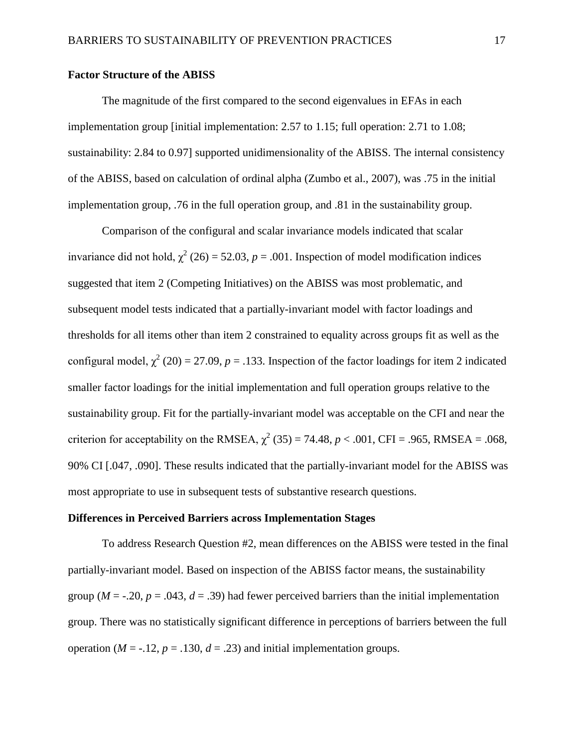## Factor Structure of the ABISS

The magnitude of the first compared to the second eigenvalues in EFAs in each implementation group [initial implementation: 2.57 to 1.15; full operation: 2.71 to 1.08; sustainability: 2.84 to 0.97] supported unidimensionality of the ABISS. The internal consistency of the ABISS, based on calculation of ordinal alpha (Zumbo et al., 2007), was .75 in the initial implementation group, .76 in the full operation group, and .81 in the sustainability group.

Comparison of the configural and scalar invariance models indicated that scalar invariance did not hold, $\chi^2$ (26) = 52.03, $p$ = .001. Inspection of model modification indices suggested that item 2 (Competing Initiatives) on the ABISS was most problematic, and subsequent model tests indicated that a partially-invariant model with factor loadings and thresholds for all items other than item 2 constrained to equality across groups fit as well as the configural model, $\chi^2$ (20) = 27.09, $p$ = .133. Inspection of the factor loadings for item 2 indicated smaller factor loadings for the initial implementation and full operation groups relative to the sustainability group. Fit for the partially-invariant model was acceptable on the CFI and near the criterion for acceptability on the RMSEA, $\chi^2$ (35) = 74.48, $p$ < .001, CFI = .965, RMSEA = .068, 90% CI [.047, .090]. These results indicated that the partially-invariant model for the ABISS was most appropriate to use in subsequent tests of substantive research questions.

## Differences in Perceived Barriers across Implementation Stages

To address Research Question #2, mean differences on the ABISS were tested in the final partially-invariant model. Based on inspection of the ABISS factor means, the sustainability group ($M$ = -.20, $p$ = .043, $d$ = .39) had fewer perceived barriers than the initial implementation group. There was no statistically significant difference in perceptions of barriers between the full operation ($M$ = -.12, $p$ = .130, $d$ = .23) and initial implementation groups.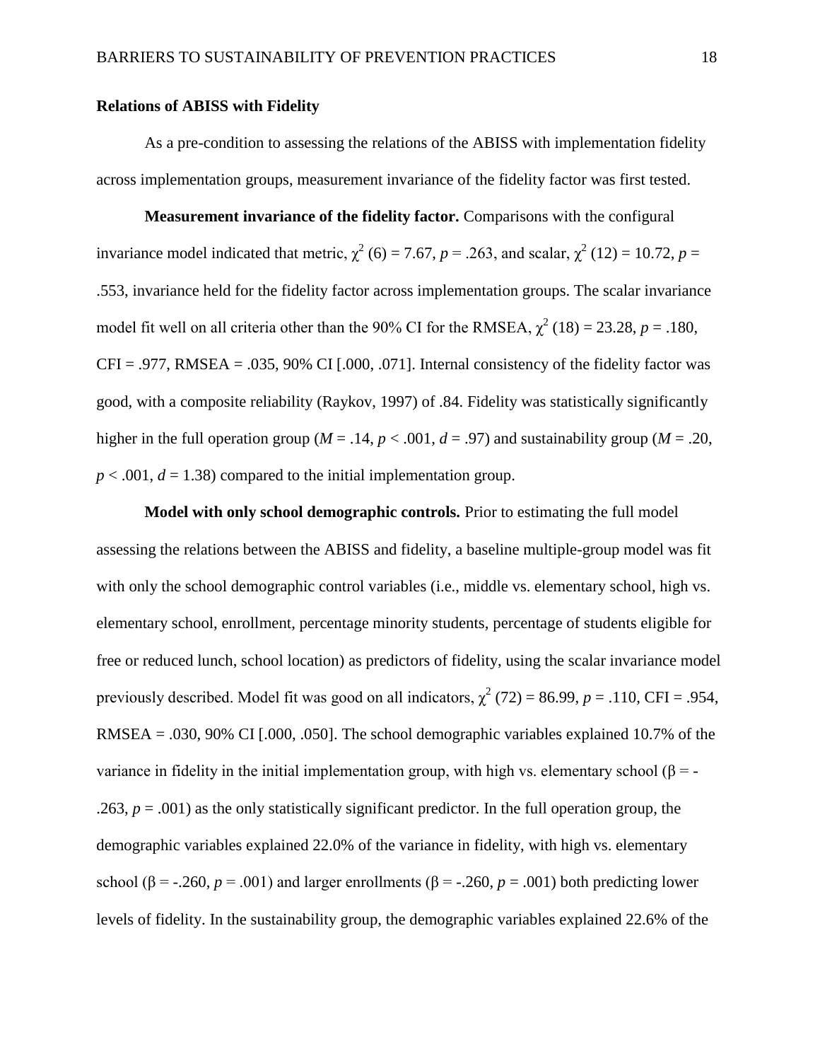**Relations of ABISS with Fidelity**

As a pre-condition to assessing the relations of the ABISS with implementation fidelity across implementation groups, measurement invariance of the fidelity factor was first tested.

**Measurement invariance of the fidelity factor.** Comparisons with the configural invariance model indicated that metric, $\chi^2$ (6) = 7.67, $p$ = .263, and scalar, $\chi^2$ (12) = 10.72, $p$ = .553, invariance held for the fidelity factor across implementation groups. The scalar invariance model fit well on all criteria other than the 90% CI for the RMSEA, $\chi^2$ (18) = 23.28, $p$ = .180, CFI = .977, RMSEA = .035, 90% CI [.000, .071]. Internal consistency of the fidelity factor was good, with a composite reliability (Raykov, 1997) of .84. Fidelity was statistically significantly higher in the full operation group ($M$ = .14, $p$ < .001, $d$ = .97) and sustainability group ($M$ = .20, $p$ < .001, $d$ = 1.38) compared to the initial implementation group.

**Model with only school demographic controls.** Prior to estimating the full model assessing the relations between the ABISS and fidelity, a baseline multiple-group model was fit with only the school demographic control variables (i.e., middle vs. elementary school, high vs. elementary school, enrollment, percentage minority students, percentage of students eligible for free or reduced lunch, school location) as predictors of fidelity, using the scalar invariance model previously described. Model fit was good on all indicators, $\chi^2$ (72) = 86.99, $p$ = .110, CFI = .954, RMSEA = .030, 90% CI [.000, .050]. The school demographic variables explained 10.7% of the variance in fidelity in the initial implementation group, with high vs. elementary school (β = -.263, $p$ = .001) as the only statistically significant predictor. In the full operation group, the demographic variables explained 22.0% of the variance in fidelity, with high vs. elementary school (β = -.260, $p$ = .001) and larger enrollments (β = -.260, $p$ = .001) both predicting lower levels of fidelity. In the sustainability group, the demographic variables explained 22.6% of the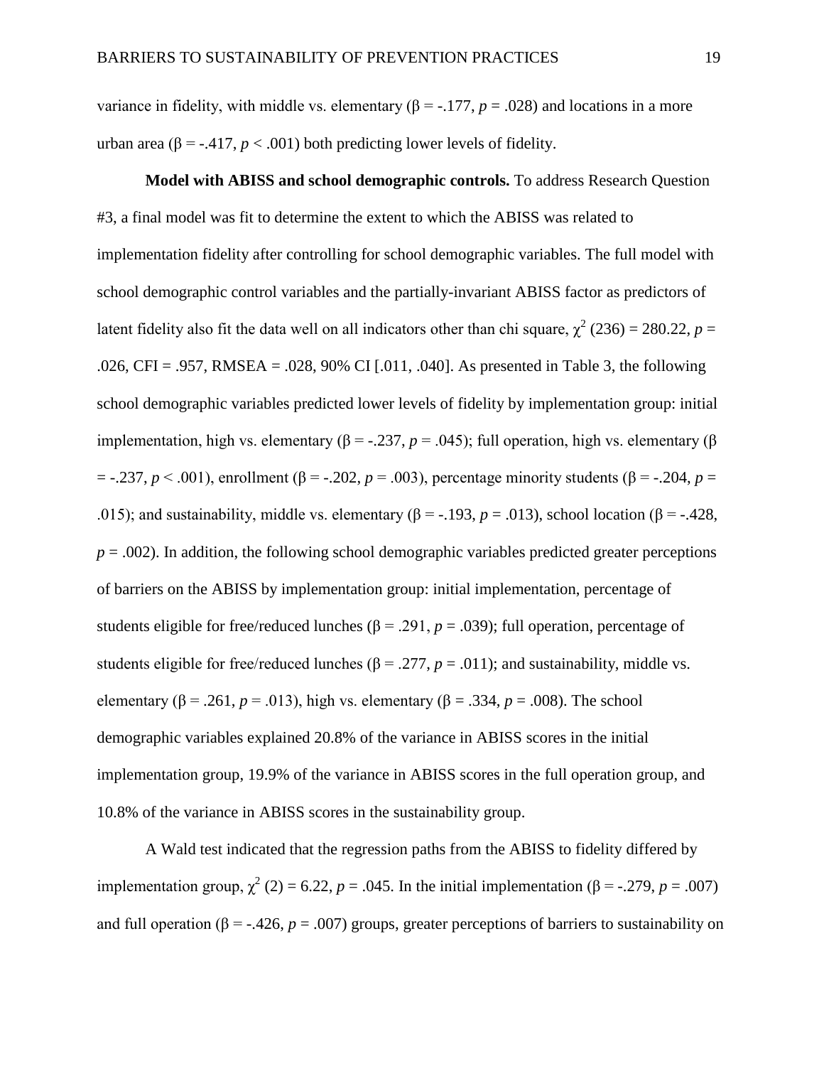variance in fidelity, with middle vs. elementary ($\beta = -.177$, $p = .028$) and locations in a more urban area ($\beta = -.417$, $p < .001$) both predicting lower levels of fidelity.

**Model with ABISS and school demographic controls.** To address Research Question #3, a final model was fit to determine the extent to which the ABISS was related to implementation fidelity after controlling for school demographic variables. The full model with school demographic control variables and the partially-invariant ABISS factor as predictors of latent fidelity also fit the data well on all indicators other than chi square, $\chi^2$ (236) = 280.22, $p$ = .026, CFI = .957, RMSEA = .028, 90% CI [.011, .040]. As presented in Table 3, the following school demographic variables predicted lower levels of fidelity by implementation group: initial implementation, high vs. elementary ($\beta = -.237$, $p = .045$); full operation, high vs. elementary ($\beta = -.237$, $p < .001$), enrollment ($\beta = -.202$, $p = .003$), percentage minority students ($\beta = -.204$, $p$ = .015); and sustainability, middle vs. elementary ($\beta = -.193$, $p = .013$), school location ($\beta = -.428$, $p = .002$). In addition, the following school demographic variables predicted greater perceptions of barriers on the ABISS by implementation group: initial implementation, percentage of students eligible for free/reduced lunches ($\beta = .291$, $p = .039$); full operation, percentage of students eligible for free/reduced lunches ($\beta = .277$, $p = .011$); and sustainability, middle vs. elementary ($\beta = .261$, $p = .013$), high vs. elementary ($\beta = .334$, $p = .008$). The school demographic variables explained 20.8% of the variance in ABISS scores in the initial implementation group, 19.9% of the variance in ABISS scores in the full operation group, and 10.8% of the variance in ABISS scores in the sustainability group.

A Wald test indicated that the regression paths from the ABISS to fidelity differed by implementation group, $\chi^2$ (2) = 6.22, $p = .045$. In the initial implementation ($\beta = -.279$, $p = .007$) and full operation ($\beta = -.426$, $p = .007$) groups, greater perceptions of barriers to sustainability on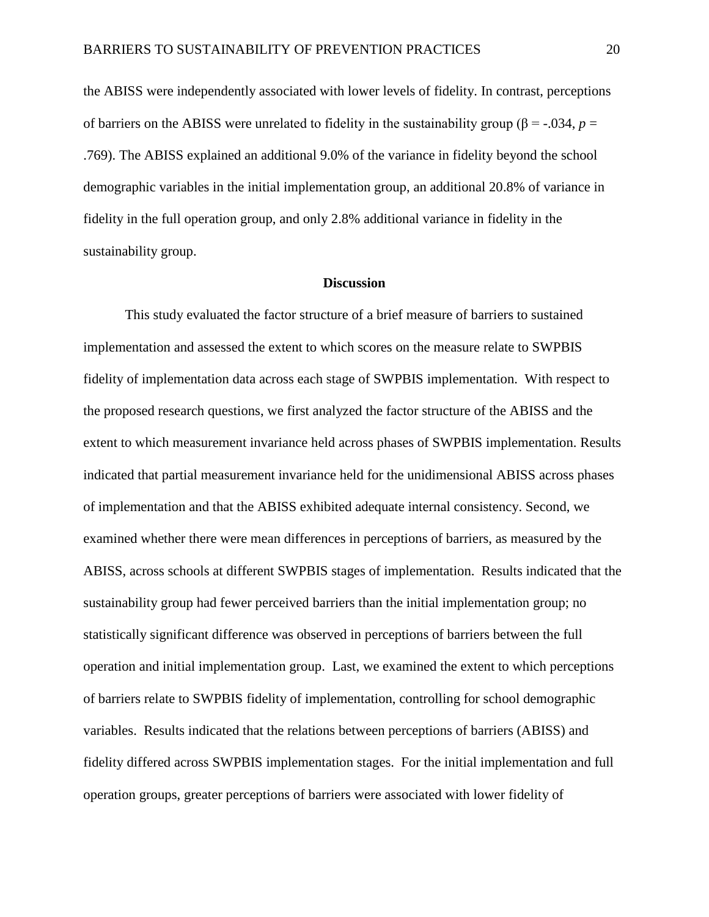the ABISS were independently associated with lower levels of fidelity. In contrast, perceptions of barriers on the ABISS were unrelated to fidelity in the sustainability group ($\beta = -.034$, $p = .769$). The ABISS explained an additional 9.0% of the variance in fidelity beyond the school demographic variables in the initial implementation group, an additional 20.8% of variance in fidelity in the full operation group, and only 2.8% additional variance in fidelity in the sustainability group.

## Discussion

This study evaluated the factor structure of a brief measure of barriers to sustained implementation and assessed the extent to which scores on the measure relate to SWPBIS fidelity of implementation data across each stage of SWPBIS implementation. With respect to the proposed research questions, we first analyzed the factor structure of the ABISS and the extent to which measurement invariance held across phases of SWPBIS implementation. Results indicated that partial measurement invariance held for the unidimensional ABISS across phases of implementation and that the ABISS exhibited adequate internal consistency. Second, we examined whether there were mean differences in perceptions of barriers, as measured by the ABISS, across schools at different SWPBIS stages of implementation. Results indicated that the sustainability group had fewer perceived barriers than the initial implementation group; no statistically significant difference was observed in perceptions of barriers between the full operation and initial implementation group. Last, we examined the extent to which perceptions of barriers relate to SWPBIS fidelity of implementation, controlling for school demographic variables. Results indicated that the relations between perceptions of barriers (ABISS) and fidelity differed across SWPBIS implementation stages. For the initial implementation and full operation groups, greater perceptions of barriers were associated with lower fidelity of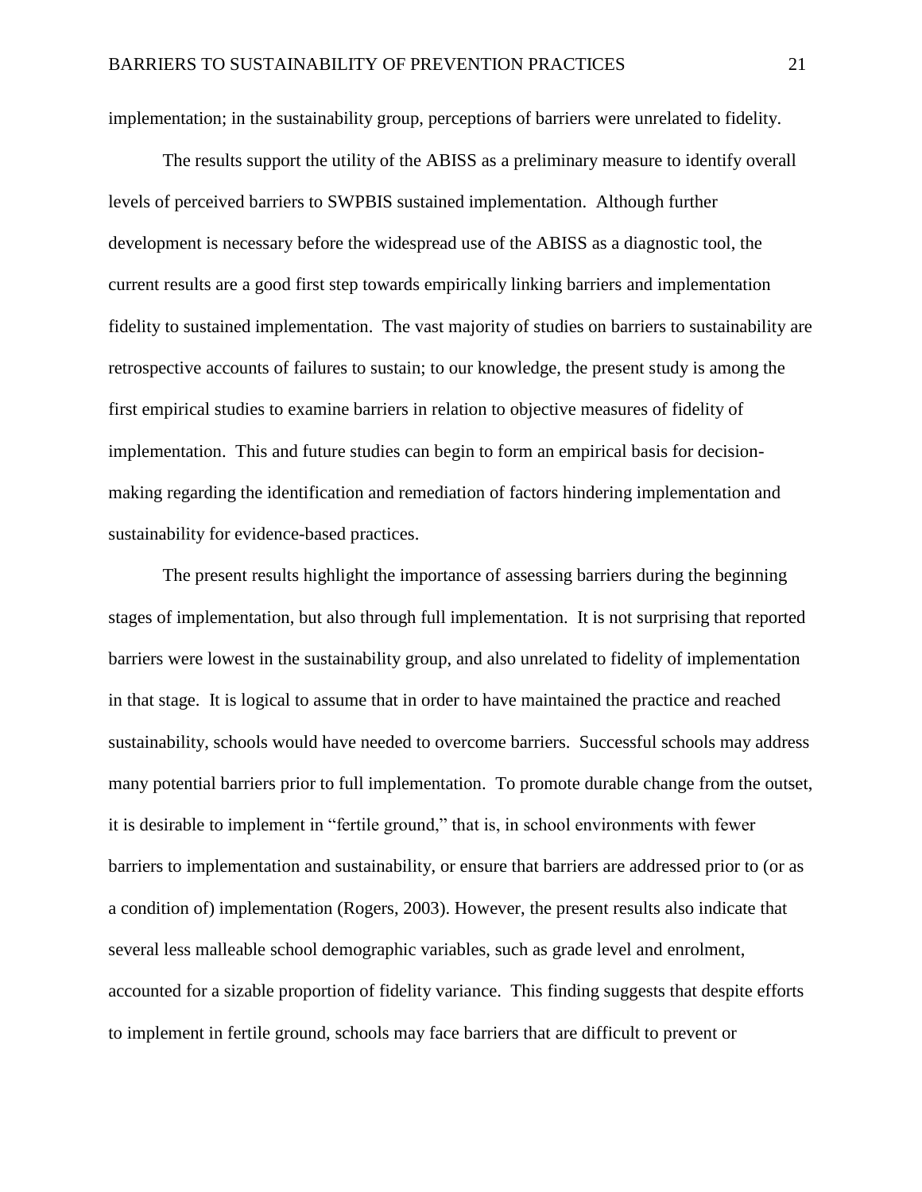implementation; in the sustainability group, perceptions of barriers were unrelated to fidelity.

The results support the utility of the ABISS as a preliminary measure to identify overall levels of perceived barriers to SWPBIS sustained implementation. Although further development is necessary before the widespread use of the ABISS as a diagnostic tool, the current results are a good first step towards empirically linking barriers and implementation fidelity to sustained implementation. The vast majority of studies on barriers to sustainability are retrospective accounts of failures to sustain; to our knowledge, the present study is among the first empirical studies to examine barriers in relation to objective measures of fidelity of implementation. This and future studies can begin to form an empirical basis for decision-making regarding the identification and remediation of factors hindering implementation and sustainability for evidence-based practices.

The present results highlight the importance of assessing barriers during the beginning stages of implementation, but also through full implementation. It is not surprising that reported barriers were lowest in the sustainability group, and also unrelated to fidelity of implementation in that stage. It is logical to assume that in order to have maintained the practice and reached sustainability, schools would have needed to overcome barriers. Successful schools may address many potential barriers prior to full implementation. To promote durable change from the outset, it is desirable to implement in "fertile ground," that is, in school environments with fewer barriers to implementation and sustainability, or ensure that barriers are addressed prior to (or as a condition of) implementation (Rogers, 2003). However, the present results also indicate that several less malleable school demographic variables, such as grade level and enrolment, accounted for a sizable proportion of fidelity variance. This finding suggests that despite efforts to implement in fertile ground, schools may face barriers that are difficult to prevent or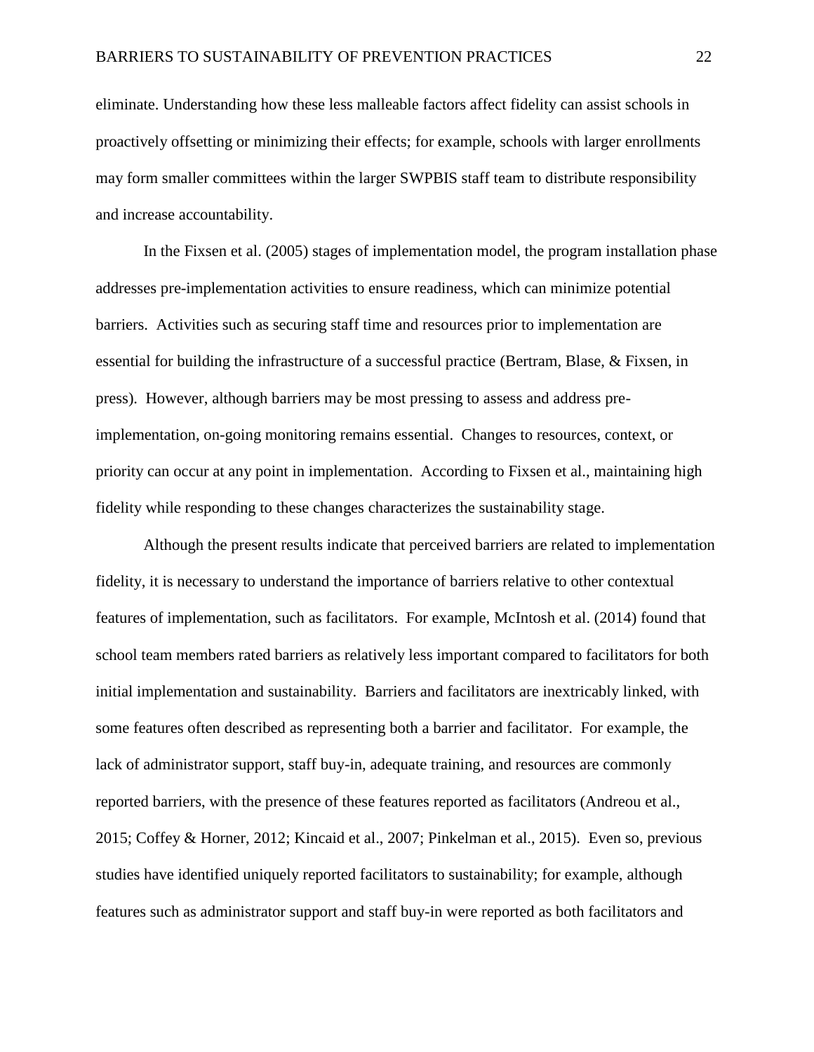eliminate. Understanding how these less malleable factors affect fidelity can assist schools in proactively offsetting or minimizing their effects; for example, schools with larger enrollments may form smaller committees within the larger SWPBIS staff team to distribute responsibility and increase accountability.

In the Fixsen et al. (2005) stages of implementation model, the program installation phase addresses pre-implementation activities to ensure readiness, which can minimize potential barriers. Activities such as securing staff time and resources prior to implementation are essential for building the infrastructure of a successful practice (Bertram, Blase, & Fixsen, in press). However, although barriers may be most pressing to assess and address pre-implementation, on-going monitoring remains essential. Changes to resources, context, or priority can occur at any point in implementation. According to Fixsen et al., maintaining high fidelity while responding to these changes characterizes the sustainability stage.

Although the present results indicate that perceived barriers are related to implementation fidelity, it is necessary to understand the importance of barriers relative to other contextual features of implementation, such as facilitators. For example, McIntosh et al. (2014) found that school team members rated barriers as relatively less important compared to facilitators for both initial implementation and sustainability. Barriers and facilitators are inextricably linked, with some features often described as representing both a barrier and facilitator. For example, the lack of administrator support, staff buy-in, adequate training, and resources are commonly reported barriers, with the presence of these features reported as facilitators (Andreou et al., 2015; Coffey & Horner, 2012; Kincaid et al., 2007; Pinkelman et al., 2015). Even so, previous studies have identified uniquely reported facilitators to sustainability; for example, although features such as administrator support and staff buy-in were reported as both facilitators and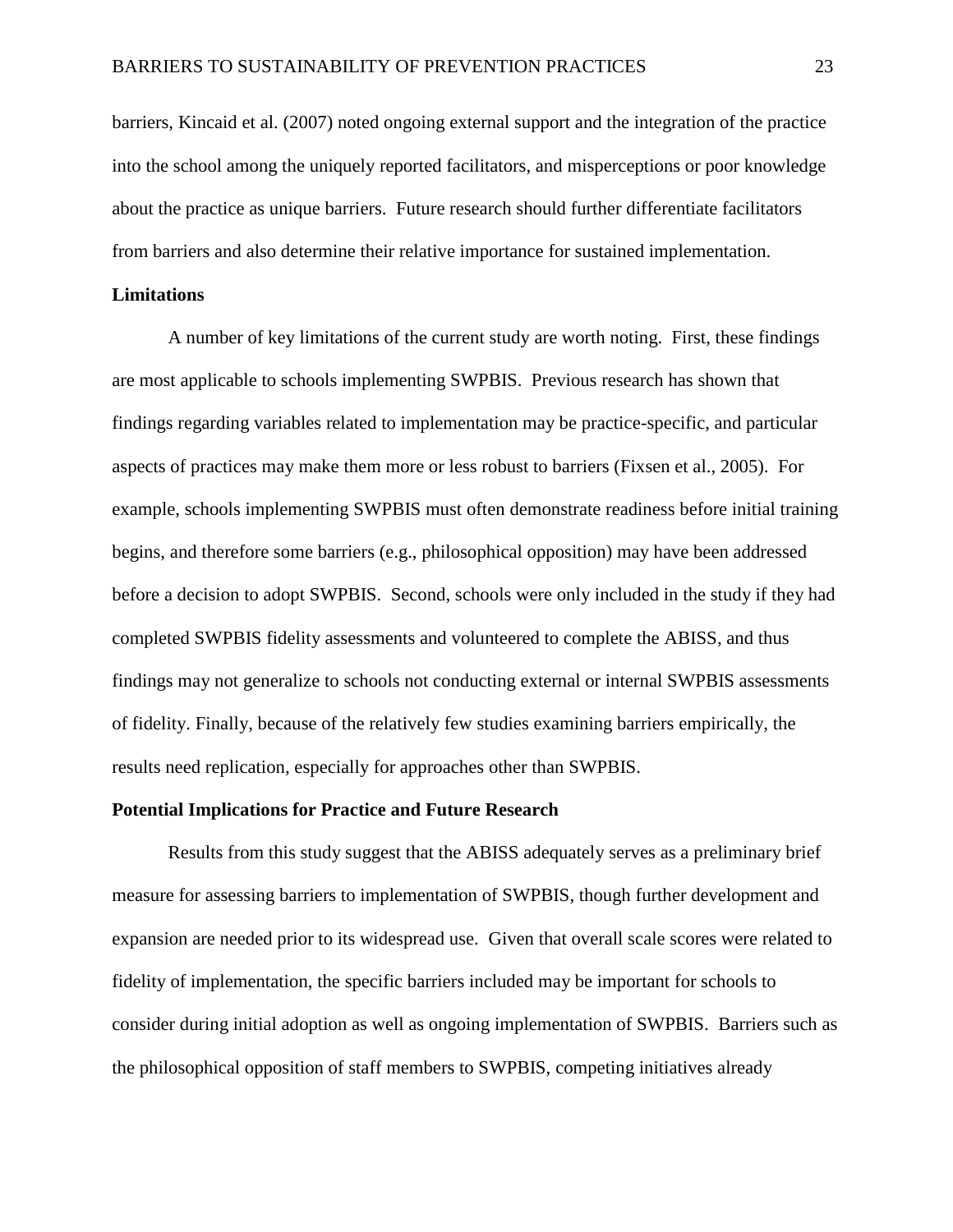barriers, Kincaid et al. (2007) noted ongoing external support and the integration of the practice into the school among the uniquely reported facilitators, and misperceptions or poor knowledge about the practice as unique barriers. Future research should further differentiate facilitators from barriers and also determine their relative importance for sustained implementation.

**Limitations**

A number of key limitations of the current study are worth noting. First, these findings are most applicable to schools implementing SWPBIS. Previous research has shown that findings regarding variables related to implementation may be practice-specific, and particular aspects of practices may make them more or less robust to barriers (Fixsen et al., 2005). For example, schools implementing SWPBIS must often demonstrate readiness before initial training begins, and therefore some barriers (e.g., philosophical opposition) may have been addressed before a decision to adopt SWPBIS. Second, schools were only included in the study if they had completed SWPBIS fidelity assessments and volunteered to complete the ABISS, and thus findings may not generalize to schools not conducting external or internal SWPBIS assessments of fidelity. Finally, because of the relatively few studies examining barriers empirically, the results need replication, especially for approaches other than SWPBIS.

**Potential Implications for Practice and Future Research**

Results from this study suggest that the ABISS adequately serves as a preliminary brief measure for assessing barriers to implementation of SWPBIS, though further development and expansion are needed prior to its widespread use. Given that overall scale scores were related to fidelity of implementation, the specific barriers included may be important for schools to consider during initial adoption as well as ongoing implementation of SWPBIS. Barriers such as the philosophical opposition of staff members to SWPBIS, competing initiatives already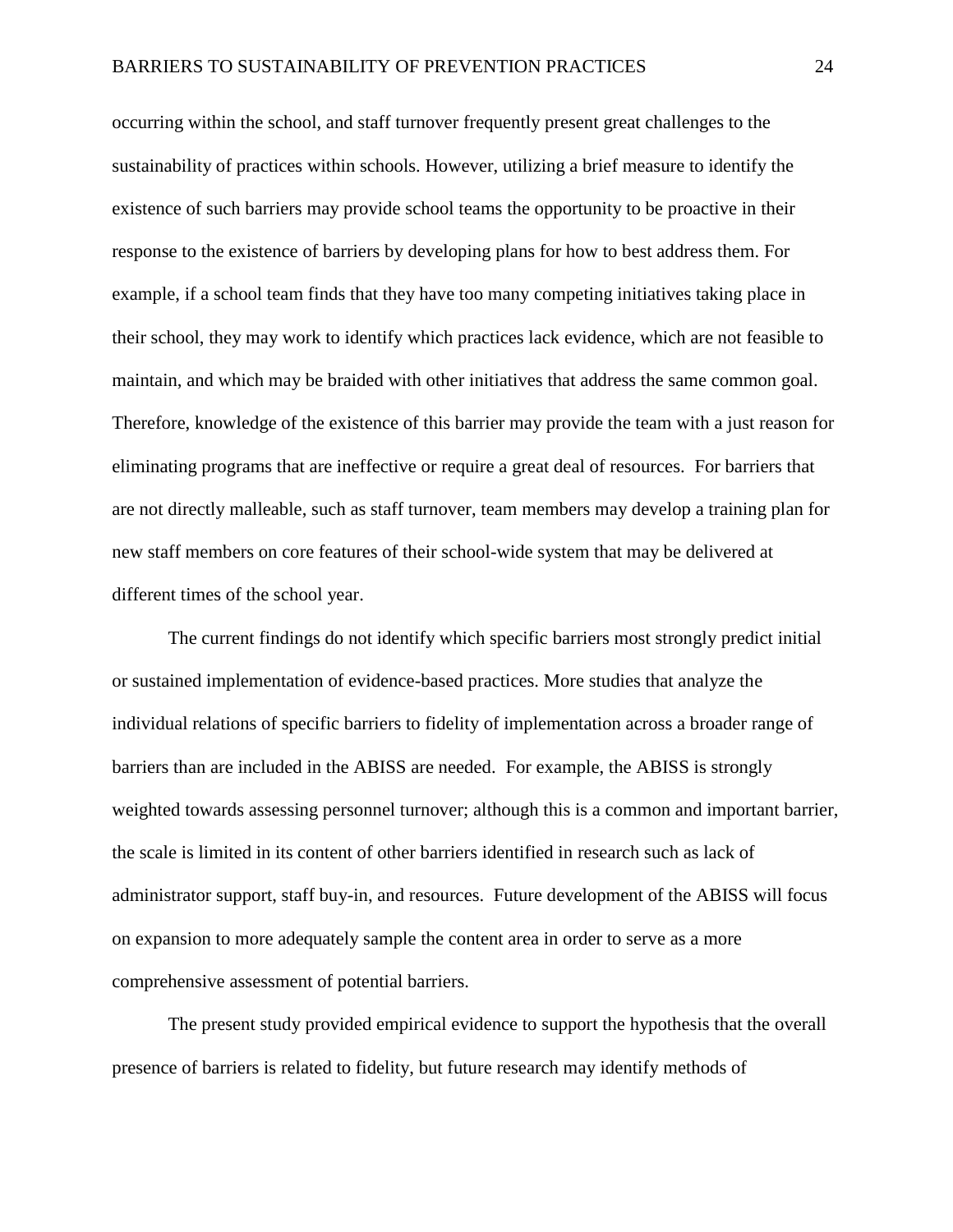occurring within the school, and staff turnover frequently present great challenges to the sustainability of practices within schools. However, utilizing a brief measure to identify the existence of such barriers may provide school teams the opportunity to be proactive in their response to the existence of barriers by developing plans for how to best address them. For example, if a school team finds that they have too many competing initiatives taking place in their school, they may work to identify which practices lack evidence, which are not feasible to maintain, and which may be braided with other initiatives that address the same common goal. Therefore, knowledge of the existence of this barrier may provide the team with a just reason for eliminating programs that are ineffective or require a great deal of resources. For barriers that are not directly malleable, such as staff turnover, team members may develop a training plan for new staff members on core features of their school-wide system that may be delivered at different times of the school year.

The current findings do not identify which specific barriers most strongly predict initial or sustained implementation of evidence-based practices. More studies that analyze the individual relations of specific barriers to fidelity of implementation across a broader range of barriers than are included in the ABISS are needed. For example, the ABISS is strongly weighted towards assessing personnel turnover; although this is a common and important barrier, the scale is limited in its content of other barriers identified in research such as lack of administrator support, staff buy-in, and resources. Future development of the ABISS will focus on expansion to more adequately sample the content area in order to serve as a more comprehensive assessment of potential barriers.

The present study provided empirical evidence to support the hypothesis that the overall presence of barriers is related to fidelity, but future research may identify methods of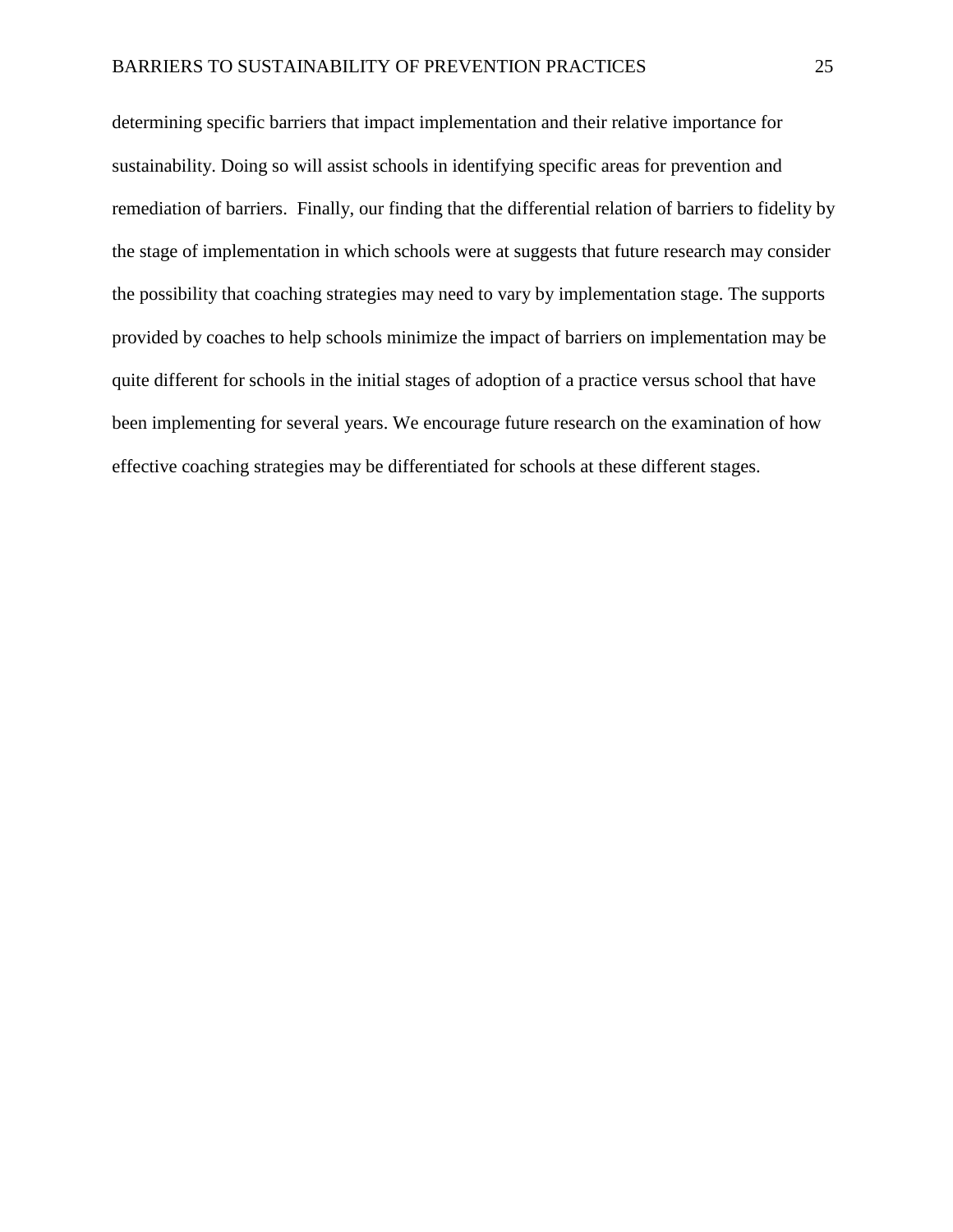determining specific barriers that impact implementation and their relative importance for sustainability. Doing so will assist schools in identifying specific areas for prevention and remediation of barriers.  Finally, our finding that the differential relation of barriers to fidelity by the stage of implementation in which schools were at suggests that future research may consider the possibility that coaching strategies may need to vary by implementation stage. The supports provided by coaches to help schools minimize the impact of barriers on implementation may be quite different for schools in the initial stages of adoption of a practice versus school that have been implementing for several years. We encourage future research on the examination of how effective coaching strategies may be differentiated for schools at these different stages.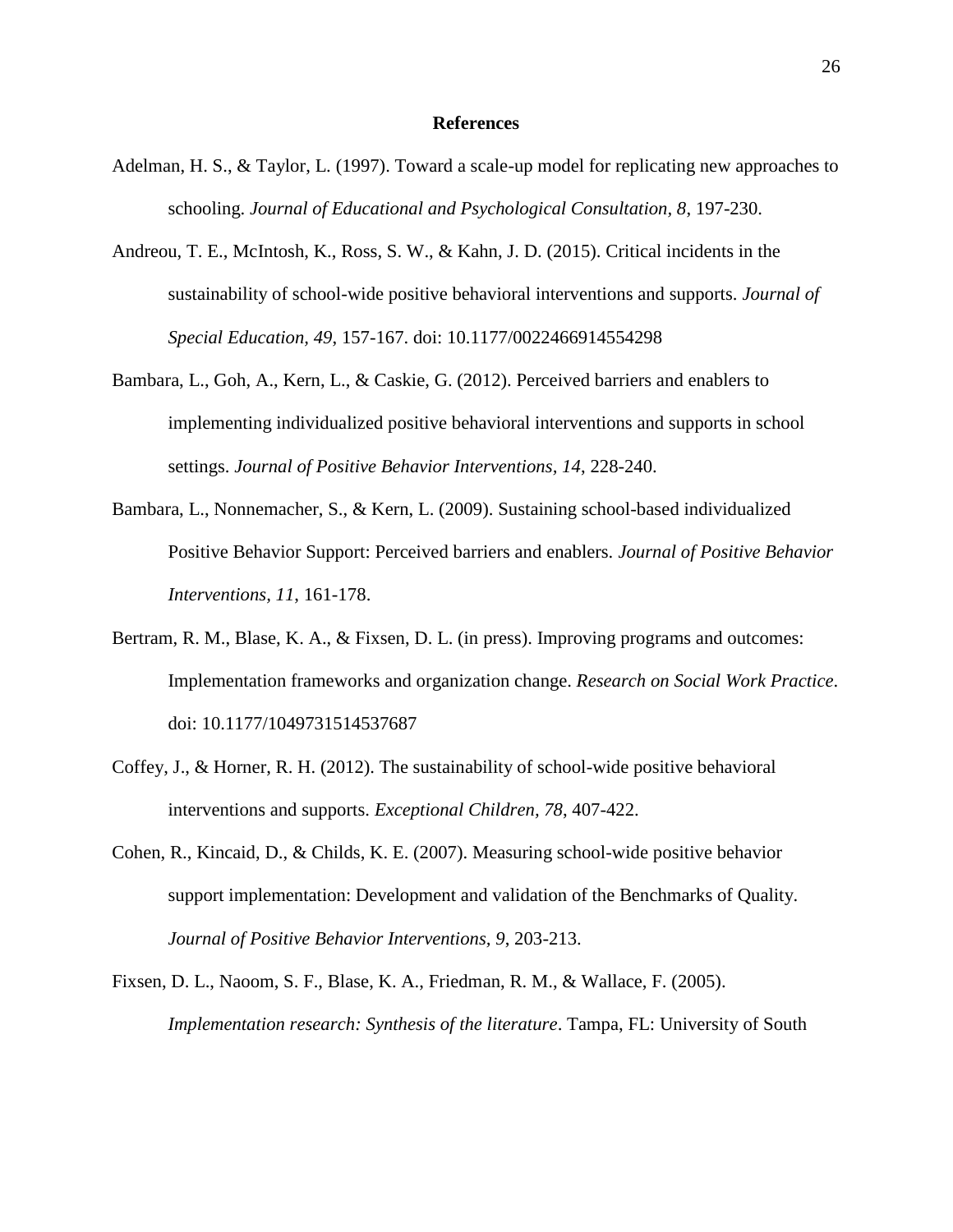# References

Adelman, H. S., & Taylor, L. (1997). Toward a scale-up model for replicating new approaches to schooling. *Journal of Educational and Psychological Consultation, 8*, 197-230.

Andreou, T. E., McIntosh, K., Ross, S. W., & Kahn, J. D. (2015). Critical incidents in the sustainability of school-wide positive behavioral interventions and supports. *Journal of Special Education, 49*, 157-167. doi: 10.1177/0022466914554298

Bambara, L., Goh, A., Kern, L., & Caskie, G. (2012). Perceived barriers and enablers to implementing individualized positive behavioral interventions and supports in school settings. *Journal of Positive Behavior Interventions, 14*, 228-240.

Bambara, L., Nonnemacher, S., & Kern, L. (2009). Sustaining school-based individualized Positive Behavior Support: Perceived barriers and enablers. *Journal of Positive Behavior Interventions, 11*, 161-178.

Bertram, R. M., Blase, K. A., & Fixsen, D. L. (in press). Improving programs and outcomes: Implementation frameworks and organization change. *Research on Social Work Practice*. doi: 10.1177/1049731514537687

Coffey, J., & Horner, R. H. (2012). The sustainability of school-wide positive behavioral interventions and supports. *Exceptional Children, 78*, 407-422.

Cohen, R., Kincaid, D., & Childs, K. E. (2007). Measuring school-wide positive behavior support implementation: Development and validation of the Benchmarks of Quality. *Journal of Positive Behavior Interventions, 9*, 203-213.

Fixsen, D. L., Naoom, S. F., Blase, K. A., Friedman, R. M., & Wallace, F. (2005). *Implementation research: Synthesis of the literature*. Tampa, FL: University of South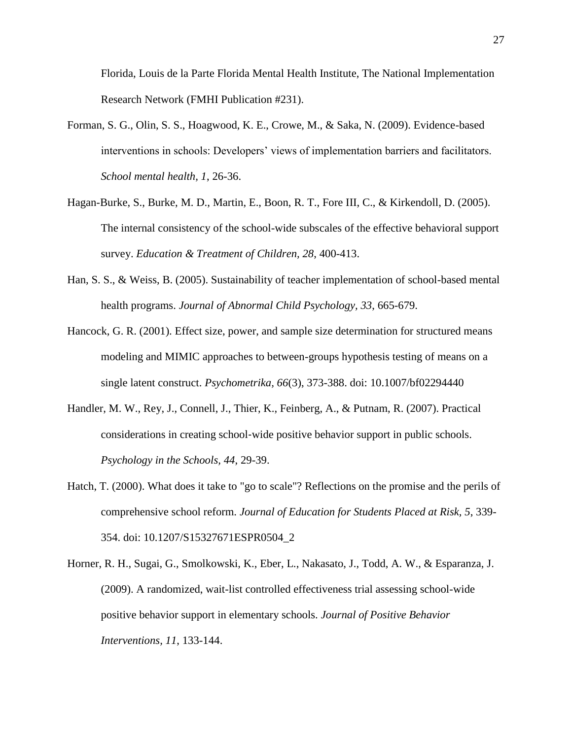Florida, Louis de la Parte Florida Mental Health Institute, The National Implementation Research Network (FMHI Publication #231).

Forman, S. G., Olin, S. S., Hoagwood, K. E., Crowe, M., & Saka, N. (2009). Evidence-based interventions in schools: Developers' views of implementation barriers and facilitators. *School mental health, 1*, 26-36.

Hagan-Burke, S., Burke, M. D., Martin, E., Boon, R. T., Fore III, C., & Kirkendoll, D. (2005). The internal consistency of the school-wide subscales of the effective behavioral support survey. *Education & Treatment of Children, 28*, 400-413.

Han, S. S., & Weiss, B. (2005). Sustainability of teacher implementation of school-based mental health programs. *Journal of Abnormal Child Psychology, 33*, 665-679.

Hancock, G. R. (2001). Effect size, power, and sample size determination for structured means modeling and MIMIC approaches to between-groups hypothesis testing of means on a single latent construct. *Psychometrika, 66*(3), 373-388. doi: 10.1007/bf02294440

Handler, M. W., Rey, J., Connell, J., Thier, K., Feinberg, A., & Putnam, R. (2007). Practical considerations in creating school-wide positive behavior support in public schools. *Psychology in the Schools, 44*, 29-39.

Hatch, T. (2000). What does it take to "go to scale"? Reflections on the promise and the perils of comprehensive school reform. *Journal of Education for Students Placed at Risk, 5*, 339-354. doi: 10.1207/S15327671ESPR0504_2

Horner, R. H., Sugai, G., Smolkowski, K., Eber, L., Nakasato, J., Todd, A. W., & Esparanza, J. (2009). A randomized, wait-list controlled effectiveness trial assessing school-wide positive behavior support in elementary schools. *Journal of Positive Behavior Interventions, 11*, 133-144.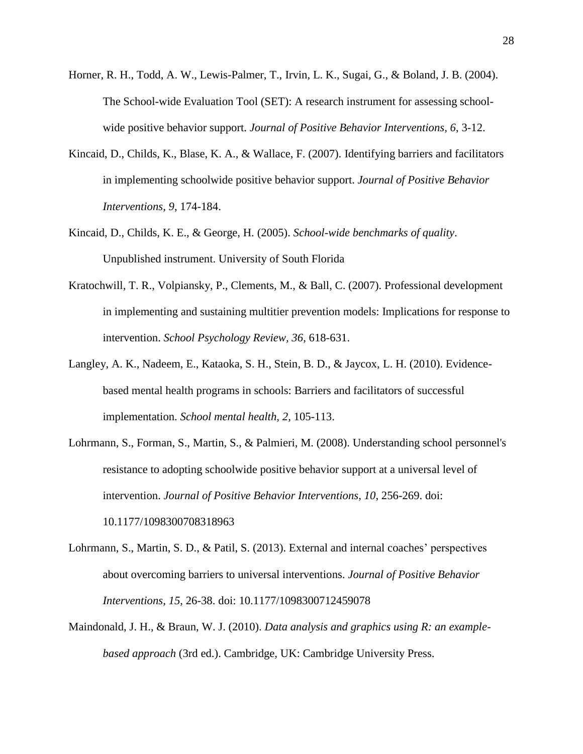Horner, R. H., Todd, A. W., Lewis-Palmer, T., Irvin, L. K., Sugai, G., & Boland, J. B. (2004). The School-wide Evaluation Tool (SET): A research instrument for assessing school-wide positive behavior support. *Journal of Positive Behavior Interventions, 6*, 3-12.

Kincaid, D., Childs, K., Blase, K. A., & Wallace, F. (2007). Identifying barriers and facilitators in implementing schoolwide positive behavior support. *Journal of Positive Behavior Interventions, 9*, 174-184.

Kincaid, D., Childs, K. E., & George, H. (2005). *School-wide benchmarks of quality*. Unpublished instrument. University of South Florida

Kratochwill, T. R., Volpiansky, P., Clements, M., & Ball, C. (2007). Professional development in implementing and sustaining multitier prevention models: Implications for response to intervention. *School Psychology Review, 36*, 618-631.

Langley, A. K., Nadeem, E., Kataoka, S. H., Stein, B. D., & Jaycox, L. H. (2010). Evidence-based mental health programs in schools: Barriers and facilitators of successful implementation. *School mental health, 2*, 105-113.

Lohrmann, S., Forman, S., Martin, S., & Palmieri, M. (2008). Understanding school personnel's resistance to adopting schoolwide positive behavior support at a universal level of intervention. *Journal of Positive Behavior Interventions, 10*, 256-269. doi: 10.1177/1098300708318963

Lohrmann, S., Martin, S. D., & Patil, S. (2013). External and internal coaches' perspectives about overcoming barriers to universal interventions. *Journal of Positive Behavior Interventions, 15*, 26-38. doi: 10.1177/1098300712459078

Maindonald, J. H., & Braun, W. J. (2010). *Data analysis and graphics using R: an example-based approach* (3rd ed.). Cambridge, UK: Cambridge University Press.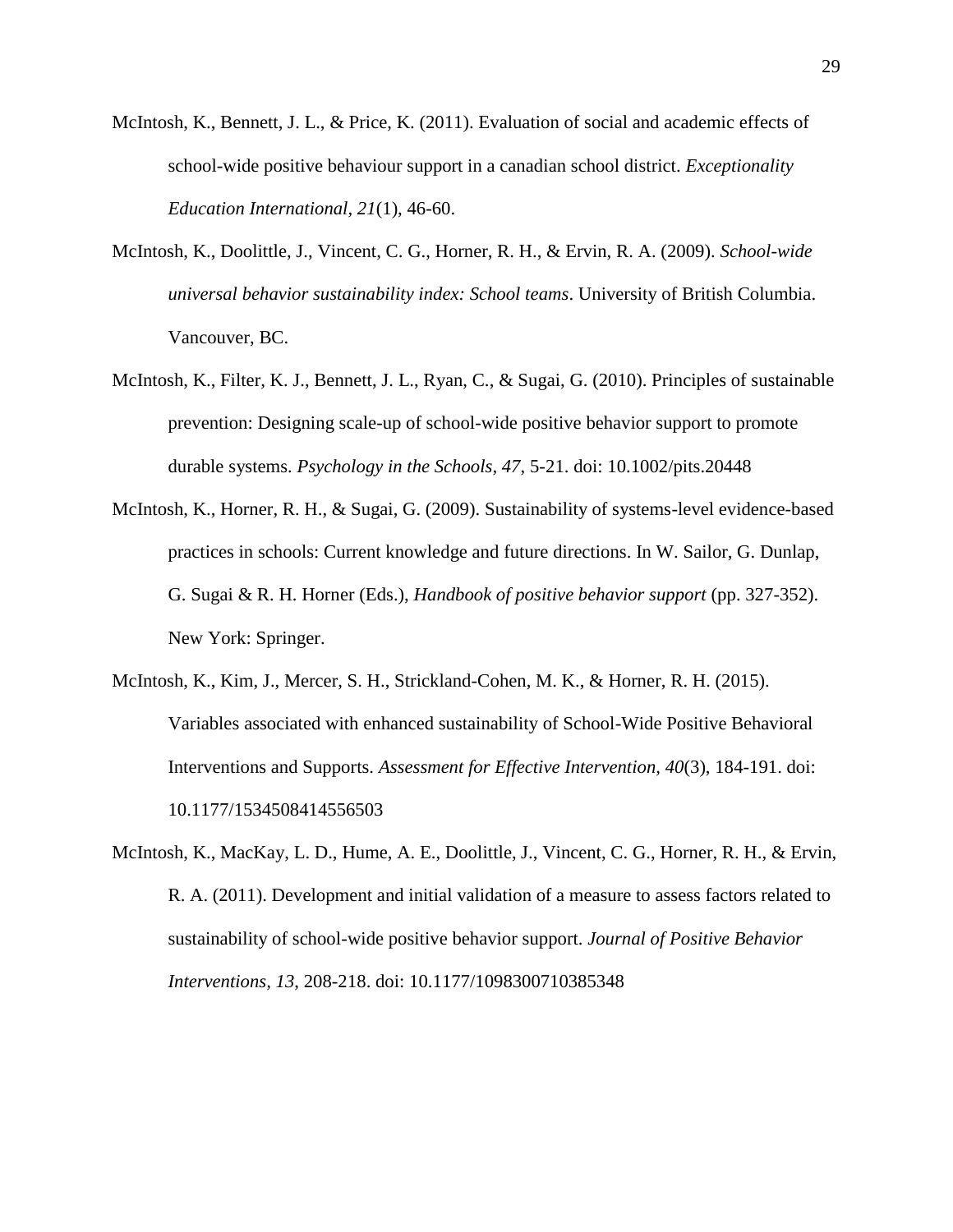McIntosh, K., Bennett, J. L., & Price, K. (2011). Evaluation of social and academic effects of school-wide positive behaviour support in a canadian school district. *Exceptionality Education International*, *21*(1), 46-60.

McIntosh, K., Doolittle, J., Vincent, C. G., Horner, R. H., & Ervin, R. A. (2009). *School-wide universal behavior sustainability index: School teams*. University of British Columbia. Vancouver, BC.

McIntosh, K., Filter, K. J., Bennett, J. L., Ryan, C., & Sugai, G. (2010). Principles of sustainable prevention: Designing scale-up of school-wide positive behavior support to promote durable systems. *Psychology in the Schools*, *47*, 5-21. doi: 10.1002/pits.20448

McIntosh, K., Horner, R. H., & Sugai, G. (2009). Sustainability of systems-level evidence-based practices in schools: Current knowledge and future directions. In W. Sailor, G. Dunlap, G. Sugai & R. H. Horner (Eds.), *Handbook of positive behavior support* (pp. 327-352). New York: Springer.

McIntosh, K., Kim, J., Mercer, S. H., Strickland-Cohen, M. K., & Horner, R. H. (2015). Variables associated with enhanced sustainability of School-Wide Positive Behavioral Interventions and Supports. *Assessment for Effective Intervention, 40*(3), 184-191. doi: 10.1177/1534508414556503

McIntosh, K., MacKay, L. D., Hume, A. E., Doolittle, J., Vincent, C. G., Horner, R. H., & Ervin, R. A. (2011). Development and initial validation of a measure to assess factors related to sustainability of school-wide positive behavior support. *Journal of Positive Behavior Interventions*, *13*, 208-218. doi: 10.1177/1098300710385348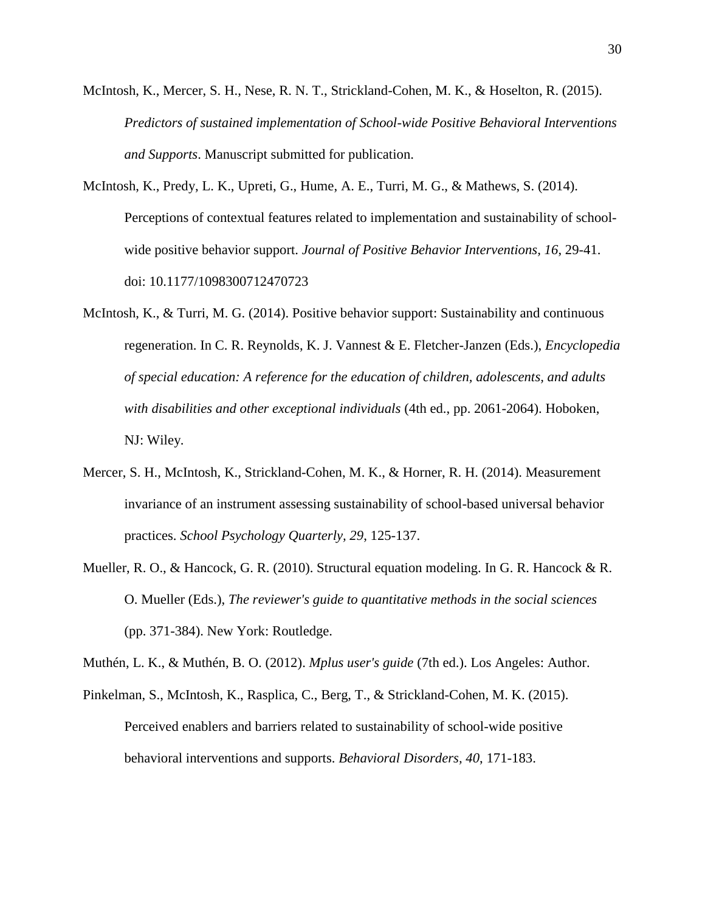McIntosh, K., Mercer, S. H., Nese, R. N. T., Strickland-Cohen, M. K., & Hoselton, R. (2015). *Predictors of sustained implementation of School-wide Positive Behavioral Interventions and Supports*. Manuscript submitted for publication.

McIntosh, K., Predy, L. K., Upreti, G., Hume, A. E., Turri, M. G., & Mathews, S. (2014). Perceptions of contextual features related to implementation and sustainability of school-wide positive behavior support. *Journal of Positive Behavior Interventions, 16*, 29-41. doi: 10.1177/1098300712470723

McIntosh, K., & Turri, M. G. (2014). Positive behavior support: Sustainability and continuous regeneration. In C. R. Reynolds, K. J. Vannest & E. Fletcher-Janzen (Eds.), *Encyclopedia of special education: A reference for the education of children, adolescents, and adults with disabilities and other exceptional individuals* (4th ed., pp. 2061-2064). Hoboken, NJ: Wiley.

Mercer, S. H., McIntosh, K., Strickland-Cohen, M. K., & Horner, R. H. (2014). Measurement invariance of an instrument assessing sustainability of school-based universal behavior practices. *School Psychology Quarterly, 29*, 125-137.

Mueller, R. O., & Hancock, G. R. (2010). Structural equation modeling. In G. R. Hancock & R. O. Mueller (Eds.), *The reviewer's guide to quantitative methods in the social sciences* (pp. 371-384). New York: Routledge.

Muthén, L. K., & Muthén, B. O. (2012). *Mplus user's guide* (7th ed.). Los Angeles: Author.

Pinkelman, S., McIntosh, K., Rasplica, C., Berg, T., & Strickland-Cohen, M. K. (2015). Perceived enablers and barriers related to sustainability of school-wide positive behavioral interventions and supports. *Behavioral Disorders, 40*, 171-183.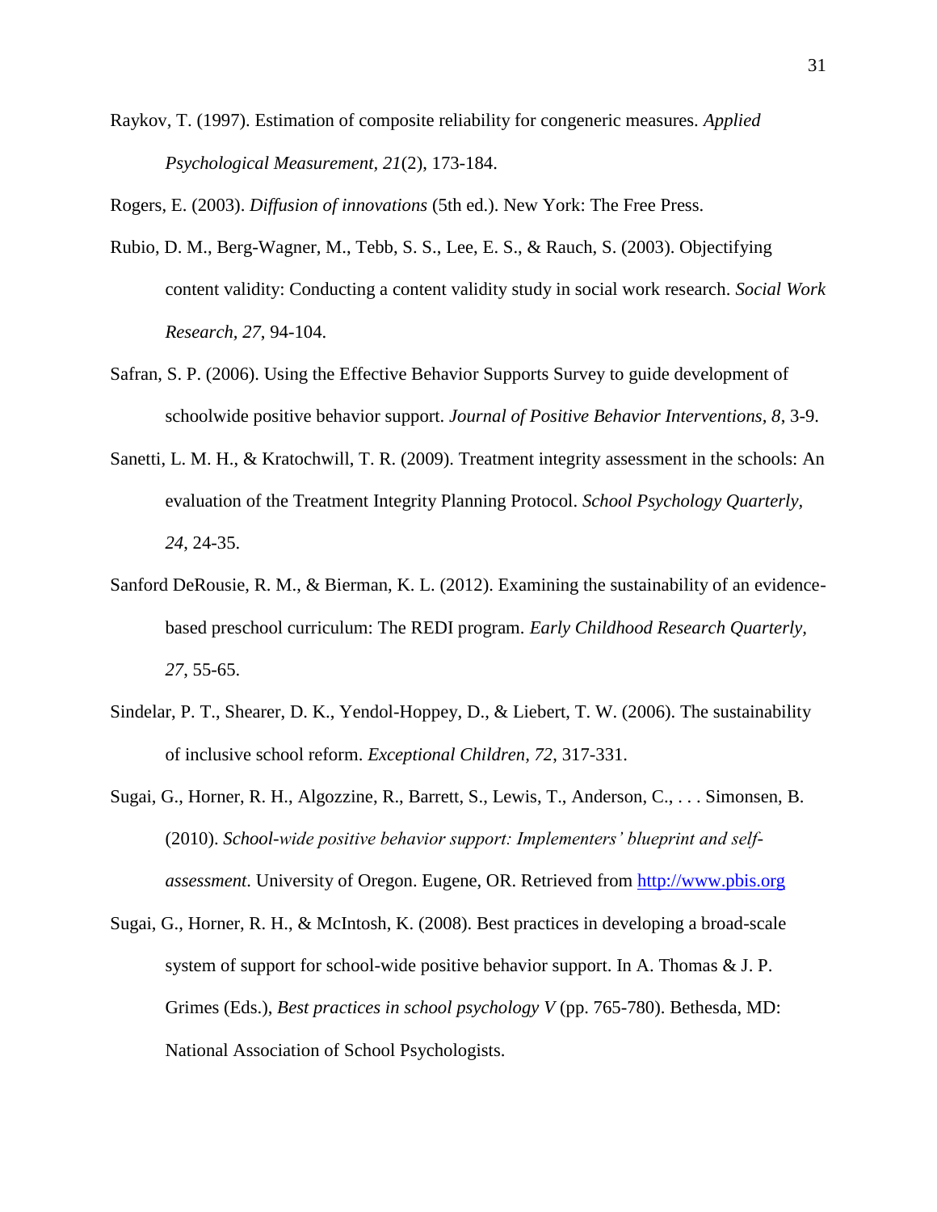Raykov, T. (1997). Estimation of composite reliability for congeneric measures. *Applied Psychological Measurement, 21*(2), 173-184.

Rogers, E. (2003). *Diffusion of innovations* (5th ed.). New York: The Free Press.

Rubio, D. M., Berg-Wagner, M., Tebb, S. S., Lee, E. S., & Rauch, S. (2003). Objectifying content validity: Conducting a content validity study in social work research. *Social Work Research, 27*, 94-104.

Safran, S. P. (2006). Using the Effective Behavior Supports Survey to guide development of schoolwide positive behavior support. *Journal of Positive Behavior Interventions, 8*, 3-9.

Sanetti, L. M. H., & Kratochwill, T. R. (2009). Treatment integrity assessment in the schools: An evaluation of the Treatment Integrity Planning Protocol. *School Psychology Quarterly, 24*, 24-35.

Sanford DeRousie, R. M., & Bierman, K. L. (2012). Examining the sustainability of an evidence-based preschool curriculum: The REDI program. *Early Childhood Research Quarterly, 27*, 55-65.

Sindelar, P. T., Shearer, D. K., Yendol-Hoppey, D., & Liebert, T. W. (2006). The sustainability of inclusive school reform. *Exceptional Children, 72*, 317-331.

Sugai, G., Horner, R. H., Algozzine, R., Barrett, S., Lewis, T., Anderson, C., . . . Simonsen, B. (2010). *School-wide positive behavior support: Implementers' blueprint and self-assessment*. University of Oregon. Eugene, OR. Retrieved from http://www.pbis.org

Sugai, G., Horner, R. H., & McIntosh, K. (2008). Best practices in developing a broad-scale system of support for school-wide positive behavior support. In A. Thomas & J. P. Grimes (Eds.), *Best practices in school psychology V* (pp. 765-780). Bethesda, MD: National Association of School Psychologists.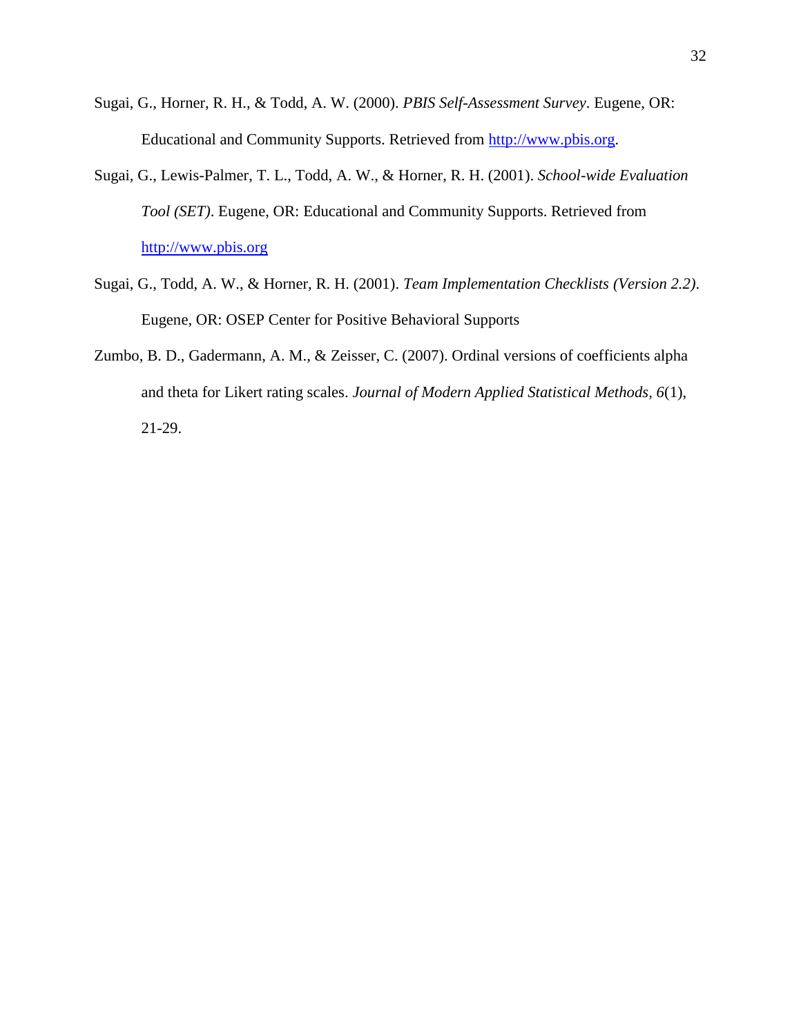Sugai, G., Horner, R. H., & Todd, A. W. (2000). *PBIS Self-Assessment Survey*. Eugene, OR: Educational and Community Supports. Retrieved from http://www.pbis.org.

Sugai, G., Lewis-Palmer, T. L., Todd, A. W., & Horner, R. H. (2001). *School-wide Evaluation Tool (SET)*. Eugene, OR: Educational and Community Supports. Retrieved from http://www.pbis.org

Sugai, G., Todd, A. W., & Horner, R. H. (2001). *Team Implementation Checklists (Version 2.2)*. Eugene, OR: OSEP Center for Positive Behavioral Supports

Zumbo, B. D., Gadermann, A. M., & Zeisser, C. (2007). Ordinal versions of coefficients alpha and theta for Likert rating scales. *Journal of Modern Applied Statistical Methods, 6*(1), 21-29.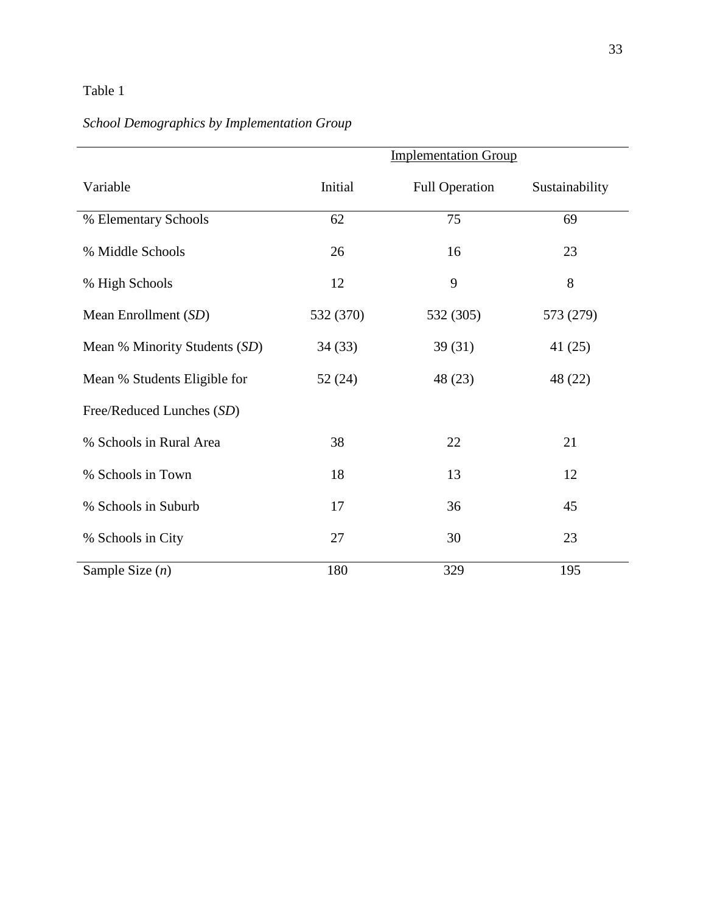Table 1

*School Demographics by Implementation Group*

| | Implementation Group | | |
|---|---|---|---|
| Variable | Initial | Full Operation | Sustainability |
| % Elementary Schools | 62 | 75 | 69 |
| % Middle Schools | 26 | 16 | 23 |
| % High Schools | 12 | 9 | 8 |
| Mean Enrollment (*SD*) | 532 (370) | 532 (305) | 573 (279) |
| Mean % Minority Students (*SD*) | 34 (33) | 39 (31) | 41 (25) |
| Mean % Students Eligible for Free/Reduced Lunches (*SD*) | 52 (24) | 48 (23) | 48 (22) |
| % Schools in Rural Area | 38 | 22 | 21 |
| % Schools in Town | 18 | 13 | 12 |
| % Schools in Suburb | 17 | 36 | 45 |
| % Schools in City | 27 | 30 | 23 |
| Sample Size (*n*) | 180 | 329 | 195 |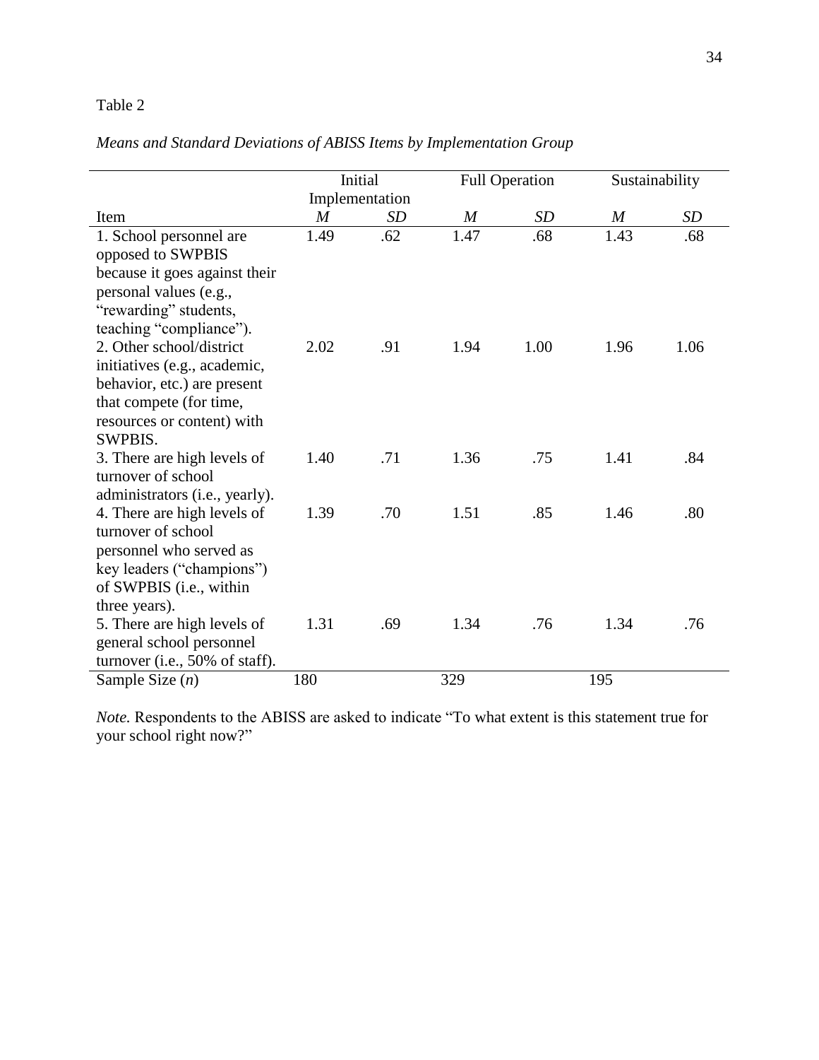Table 2

*Means and Standard Deviations of ABISS Items by Implementation Group*

| | Initial Implementation | | Full Operation | | Sustainability | |
|---|---|---|---|---|---|---|
| Item | *M* | *SD* | *M* | *SD* | *M* | *SD* |
| 1. School personnel are opposed to SWPBIS because it goes against their personal values (e.g., “rewarding” students, teaching “compliance”). | 1.49 | .62 | 1.47 | .68 | 1.43 | .68 |
| 2. Other school/district initiatives (e.g., academic, behavior, etc.) are present that compete (for time, resources or content) with SWPBIS. | 2.02 | .91 | 1.94 | 1.00 | 1.96 | 1.06 |
| 3. There are high levels of turnover of school administrators (i.e., yearly). | 1.40 | .71 | 1.36 | .75 | 1.41 | .84 |
| 4. There are high levels of turnover of school personnel who served as key leaders (“champions”) of SWPBIS (i.e., within three years). | 1.39 | .70 | 1.51 | .85 | 1.46 | .80 |
| 5. There are high levels of general school personnel turnover (i.e., 50% of staff). | 1.31 | .69 | 1.34 | .76 | 1.34 | .76 |
| Sample Size (*n*) | 180 | | 329 | | 195 | |

*Note.* Respondents to the ABISS are asked to indicate “To what extent is this statement true for your school right now?”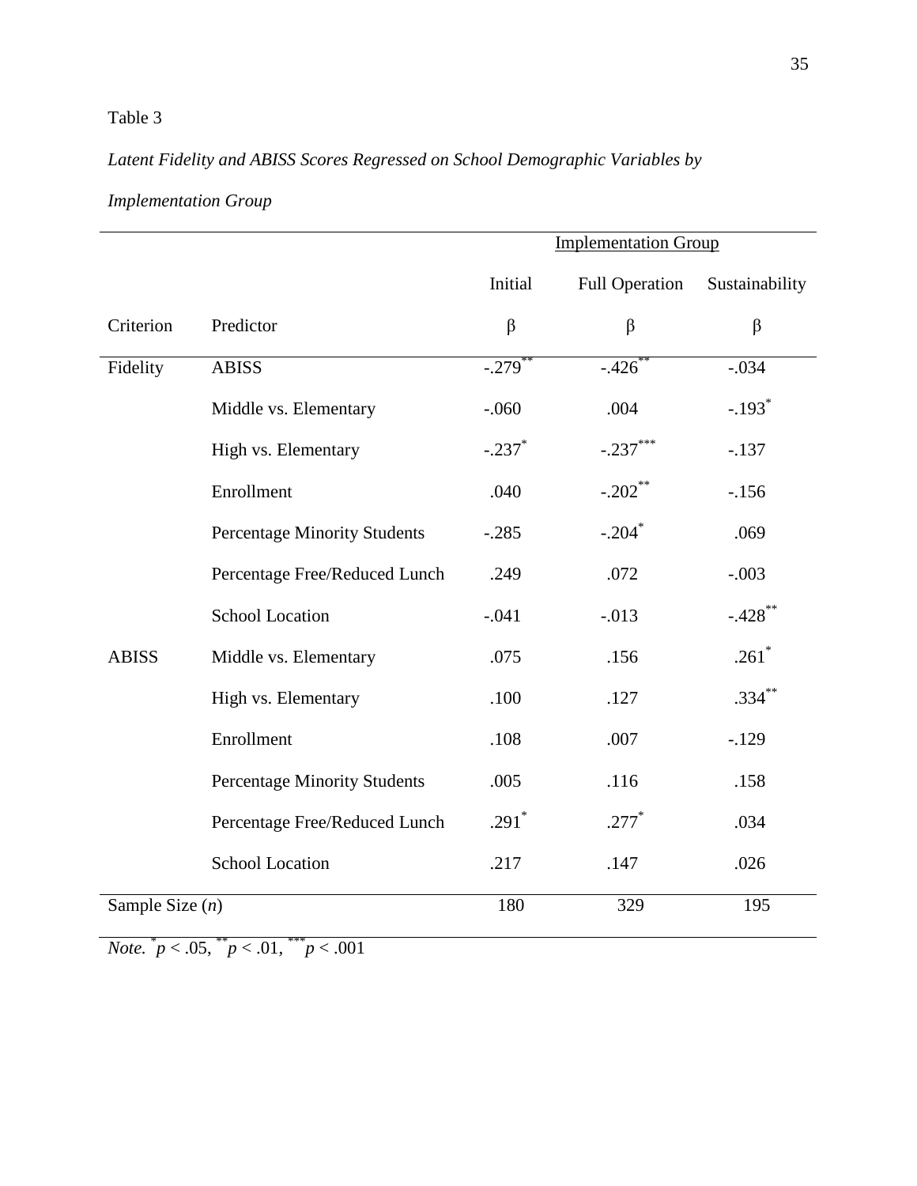Table 3

*Latent Fidelity and ABISS Scores Regressed on School Demographic Variables by Implementation Group*

| | | Implementation Group | | |
|---|---|---|---|---|
| | | Initial | Full Operation | Sustainability |
| Criterion | Predictor | β | β | β |
| Fidelity | ABISS | -.279** | -.426** | -.034 |
| | Middle vs. Elementary | -.060 | .004 | -.193* |
| | High vs. Elementary | -.237* | -.237*** | -.137 |
| | Enrollment | .040 | -.202** | -.156 |
| | Percentage Minority Students | -.285 | -.204* | .069 |
| | Percentage Free/Reduced Lunch | .249 | .072 | -.003 |
| | School Location | -.041 | -.013 | -.428** |
| ABISS | Middle vs. Elementary | .075 | .156 | .261* |
| | High vs. Elementary | .100 | .127 | .334** |
| | Enrollment | .108 | .007 | -.129 |
| | Percentage Minority Students | .005 | .116 | .158 |
| | Percentage Free/Reduced Lunch | .291* | .277* | .034 |
| | School Location | .217 | .147 | .026 |
| Sample Size (*n*) | | 180 | 329 | 195 |

*Note.* * $p < .05$, ** $p < .01$, *** $p < .001$